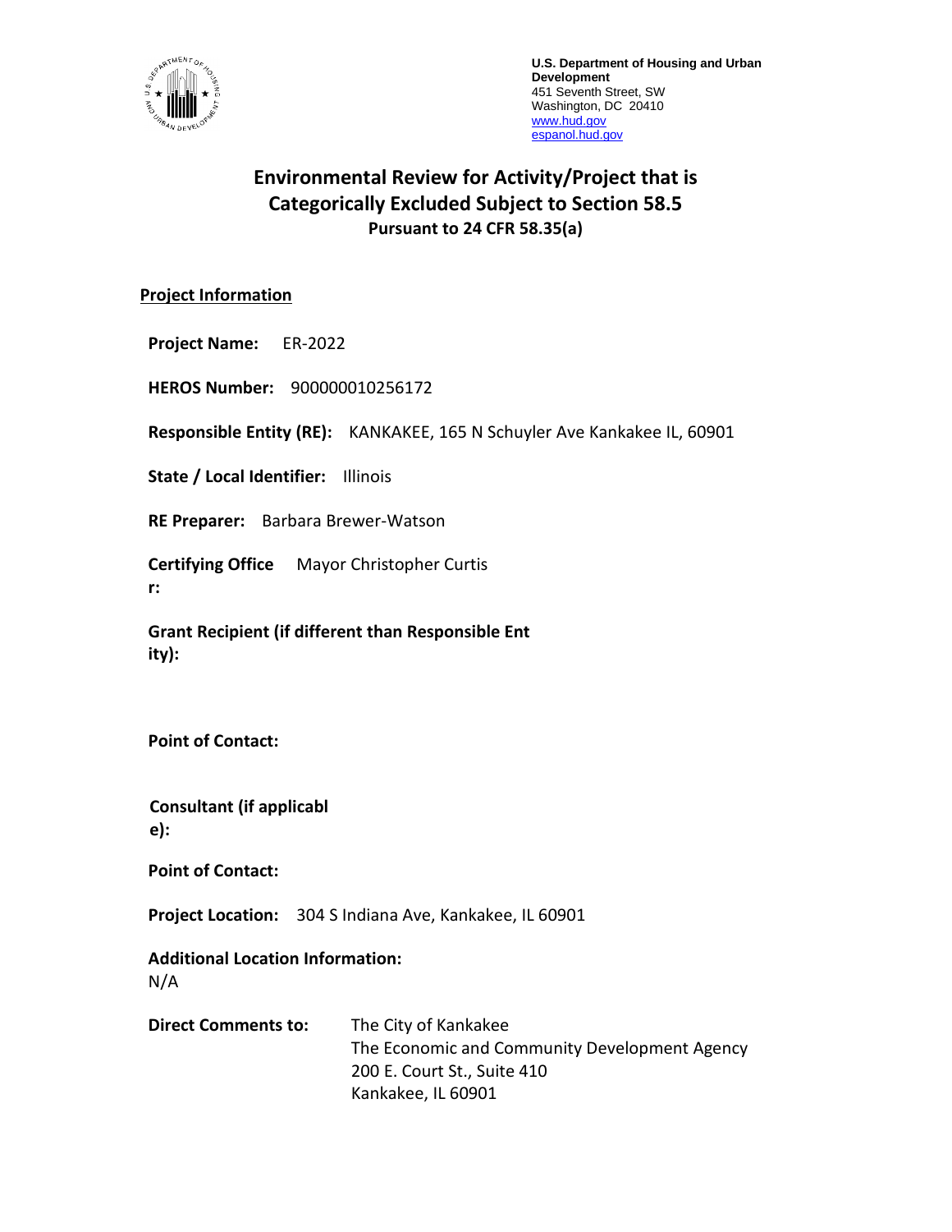**U.S. Department of Housing and Urban Development**
451 Seventh Street, SW
Washington, DC 20410
www.hud.gov
espanol.hud.gov

# Environmental Review for Activity/Project that is Categorically Excluded Subject to Section 58.5

**Pursuant to 24 CFR 58.35(a)**

## Project Information

**Project Name:** ER-2022

**HEROS Number:** 900000010256172

**Responsible Entity (RE):** KANKAKEE, 165 N Schuyler Ave Kankakee IL, 60901

**State / Local Identifier:** Illinois

**RE Preparer:** Barbara Brewer-Watson

**Certifying Officer:** Mayor Christopher Curtis

**Grant Recipient (if different than Responsible Entity):**

**Point of Contact:**

**Consultant (if applicable):**

**Point of Contact:**

**Project Location:** 304 S Indiana Ave, Kankakee, IL 60901

**Additional Location Information:**
N/A

**Direct Comments to:**
The City of Kankakee
The Economic and Community Development Agency
200 E. Court St., Suite 410
Kankakee, IL 60901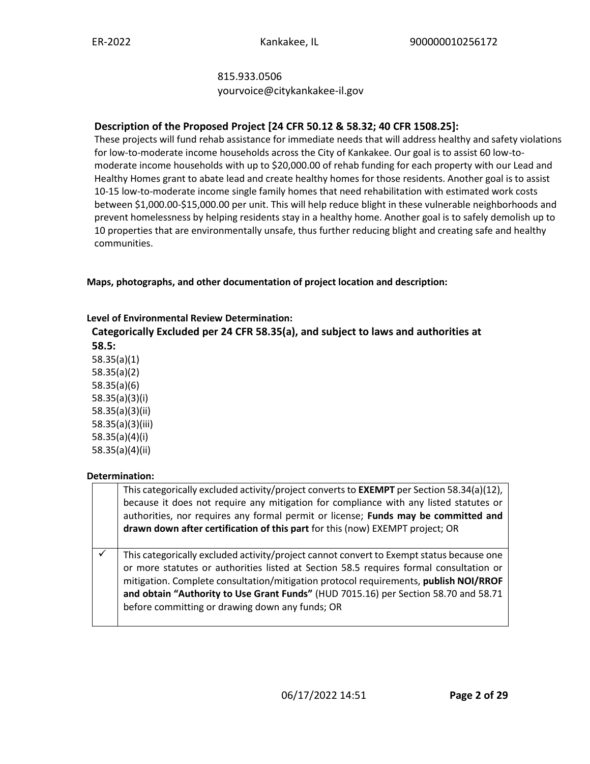815.933.0506
yourvoice@citykankakee-il.gov

### Description of the Proposed Project [24 CFR 50.12 & 58.32; 40 CFR 1508.25]:

These projects will fund rehab assistance for immediate needs that will address healthy and safety violations for low-to-moderate income households across the City of Kankakee. Our goal is to assist 60 low-to-moderate income households with up to $20,000.00 of rehab funding for each property with our Lead and Healthy Homes grant to abate lead and create healthy homes for those residents. Another goal is to assist 10-15 low-to-moderate income single family homes that need rehabilitation with estimated work costs between $1,000.00-$15,000.00 per unit. This will help reduce blight in these vulnerable neighborhoods and prevent homelessness by helping residents stay in a healthy home. Another goal is to safely demolish up to 10 properties that are environmentally unsafe, thus further reducing blight and creating safe and healthy communities.

**Maps, photographs, and other documentation of project location and description:**

**Level of Environmental Review Determination:**

**Categorically Excluded per 24 CFR 58.35(a), and subject to laws and authorities at 58.5:**

58.35(a)(1)
58.35(a)(2)
58.35(a)(6)
58.35(a)(3)(i)
58.35(a)(3)(ii)
58.35(a)(3)(iii)
58.35(a)(4)(i)
58.35(a)(4)(ii)

**Determination:**

| | |
|---|---|
| | This categorically excluded activity/project converts to **EXEMPT** per Section 58.34(a)(12), because it does not require any mitigation for compliance with any listed statutes or authorities, nor requires any formal permit or license; **Funds may be committed and drawn down after certification of this part** for this (now) EXEMPT project; OR |
| ✓ | This categorically excluded activity/project cannot convert to Exempt status because one or more statutes or authorities listed at Section 58.5 requires formal consultation or mitigation. Complete consultation/mitigation protocol requirements, **publish NOI/RROF and obtain "Authority to Use Grant Funds"** (HUD 7015.16) per Section 58.70 and 58.71 before committing or drawing down any funds; OR |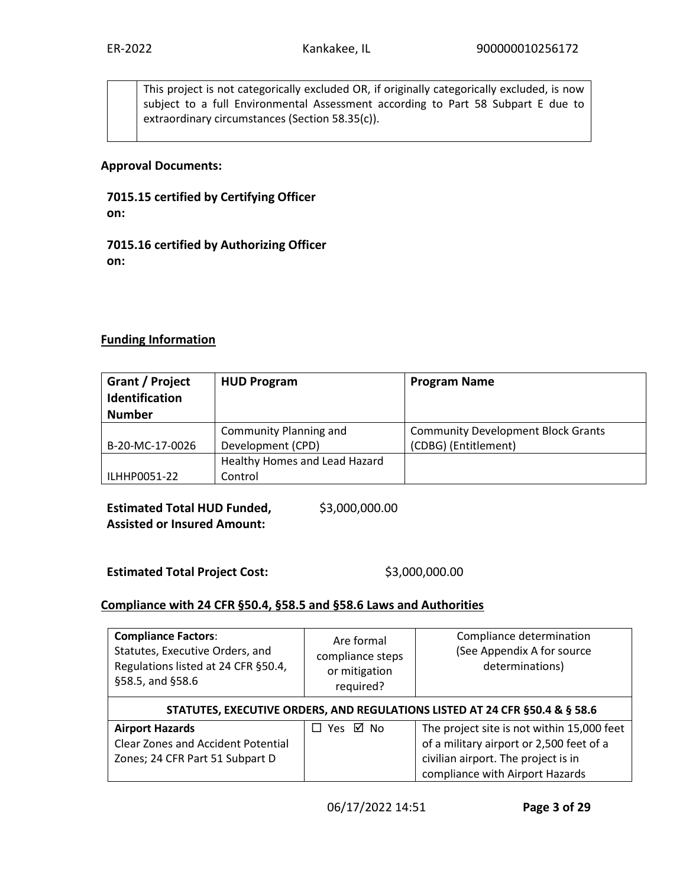| | This project is not categorically excluded OR, if originally categorically excluded, is now subject to a full Environmental Assessment according to Part 58 Subpart E due to extraordinary circumstances (Section 58.35(c)). |
|---|---|

**Approval Documents:**

**7015.15 certified by Certifying Officer on:**

**7015.16 certified by Authorizing Officer on:**

## Funding Information

| Grant / Project Identification Number | HUD Program | Program Name |
|---|---|---|
| B-20-MC-17-0026 | Community Planning and Development (CPD) | Community Development Block Grants (CDBG) (Entitlement) |
| ILHHP0051-22 | Healthy Homes and Lead Hazard Control | |

**Estimated Total HUD Funded, Assisted or Insured Amount:** $3,000,000.00

**Estimated Total Project Cost:** $3,000,000.00

## Compliance with 24 CFR §50.4, §58.5 and §58.6 Laws and Authorities

| **Compliance Factors**: Statutes, Executive Orders, and Regulations listed at 24 CFR §50.4, §58.5, and §58.6 | Are formal compliance steps or mitigation required? | Compliance determination (See Appendix A for source determinations) |
|---|---|---|
| **STATUTES, EXECUTIVE ORDERS, AND REGULATIONS LISTED AT 24 CFR §50.4 & § 58.6** | | |
| **Airport Hazards** Clear Zones and Accident Potential Zones; 24 CFR Part 51 Subpart D | ☐ Yes ☑ No | The project site is not within 15,000 feet of a military airport or 2,500 feet of a civilian airport. The project is in compliance with Airport Hazards |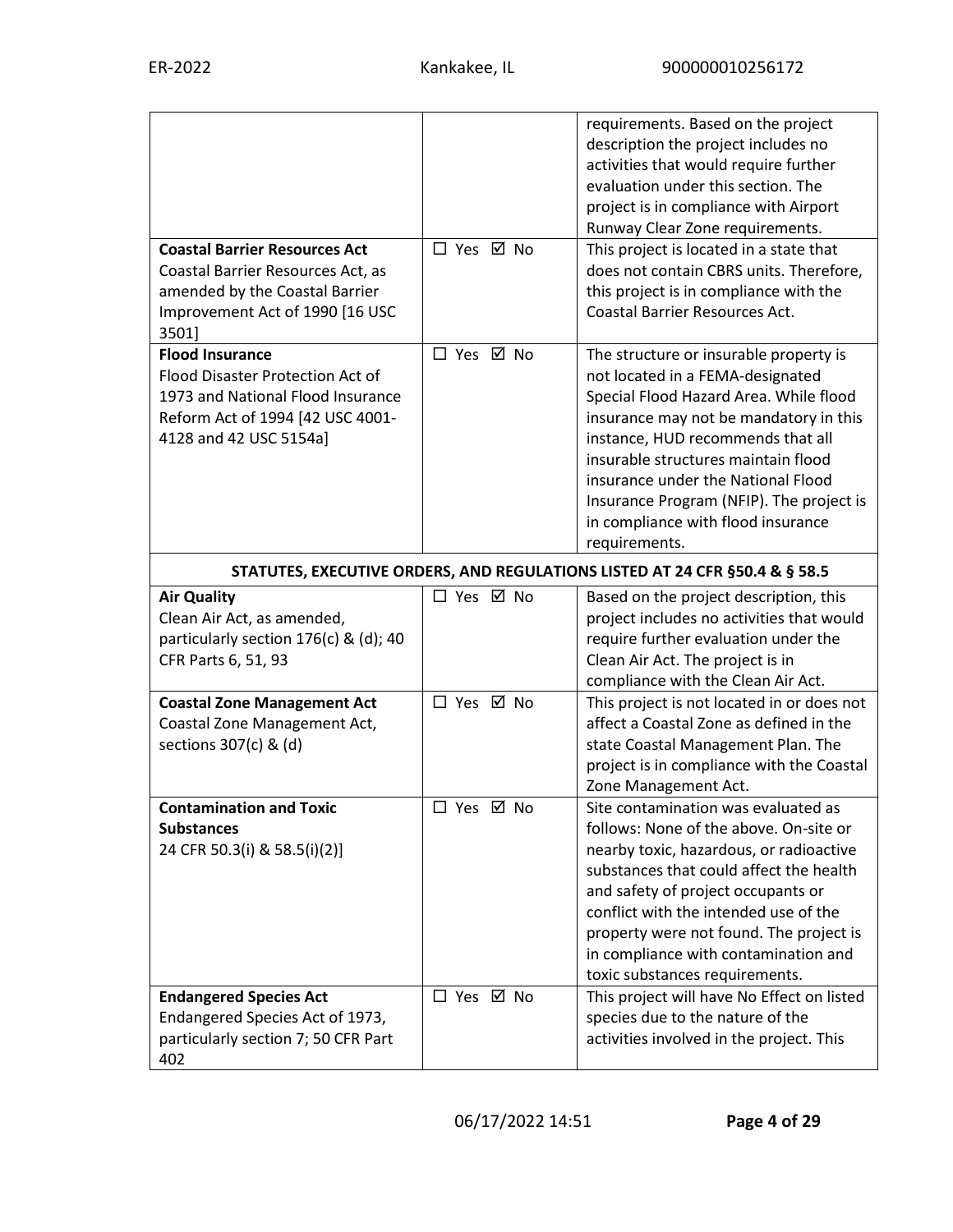| | | |
|---|---|---|
| | | requirements. Based on the project description the project includes no activities that would require further evaluation under this section. The project is in compliance with Airport Runway Clear Zone requirements. |
| **Coastal Barrier Resources Act** Coastal Barrier Resources Act, as amended by the Coastal Barrier Improvement Act of 1990 [16 USC 3501] | ☐ Yes ☑ No | This project is located in a state that does not contain CBRS units. Therefore, this project is in compliance with the Coastal Barrier Resources Act. |
| **Flood Insurance** Flood Disaster Protection Act of 1973 and National Flood Insurance Reform Act of 1994 [42 USC 4001-4128 and 42 USC 5154a] | ☐ Yes ☑ No | The structure or insurable property is not located in a FEMA-designated Special Flood Hazard Area. While flood insurance may not be mandatory in this instance, HUD recommends that all insurable structures maintain flood insurance under the National Flood Insurance Program (NFIP). The project is in compliance with flood insurance requirements. |
| **STATUTES, EXECUTIVE ORDERS, AND REGULATIONS LISTED AT 24 CFR §50.4 & § 58.5** | | |
| **Air Quality** Clean Air Act, as amended, particularly section 176(c) & (d); 40 CFR Parts 6, 51, 93 | ☐ Yes ☑ No | Based on the project description, this project includes no activities that would require further evaluation under the Clean Air Act. The project is in compliance with the Clean Air Act. |
| **Coastal Zone Management Act** Coastal Zone Management Act, sections 307(c) & (d) | ☐ Yes ☑ No | This project is not located in or does not affect a Coastal Zone as defined in the state Coastal Management Plan. The project is in compliance with the Coastal Zone Management Act. |
| **Contamination and Toxic Substances** 24 CFR 50.3(i) & 58.5(i)(2)] | ☐ Yes ☑ No | Site contamination was evaluated as follows: None of the above. On-site or nearby toxic, hazardous, or radioactive substances that could affect the health and safety of project occupants or conflict with the intended use of the property were not found. The project is in compliance with contamination and toxic substances requirements. |
| **Endangered Species Act** Endangered Species Act of 1973, particularly section 7; 50 CFR Part 402 | ☐ Yes ☑ No | This project will have No Effect on listed species due to the nature of the activities involved in the project. This |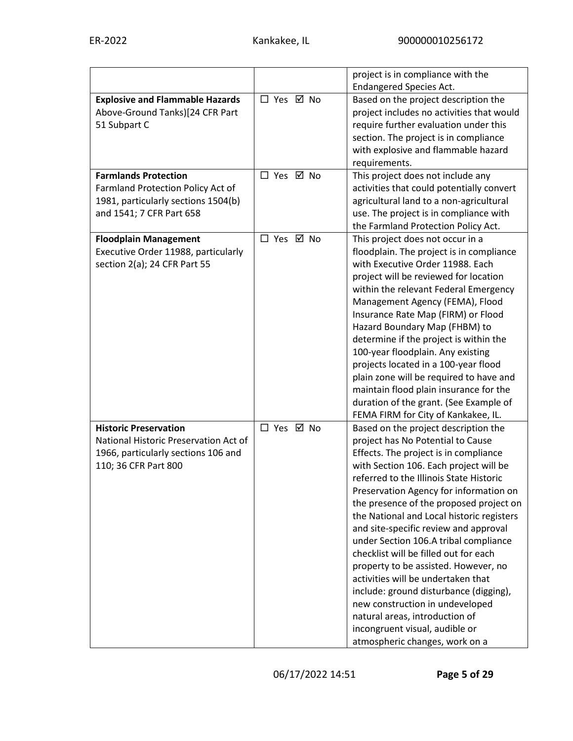| | | |
|---|---|---|
| | | project is in compliance with the Endangered Species Act. |
| **Explosive and Flammable Hazards** Above-Ground Tanks)[24 CFR Part 51 Subpart C | ☐ Yes ☑ No | Based on the project description the project includes no activities that would require further evaluation under this section. The project is in compliance with explosive and flammable hazard requirements. |
| **Farmlands Protection** Farmland Protection Policy Act of 1981, particularly sections 1504(b) and 1541; 7 CFR Part 658 | ☐ Yes ☑ No | This project does not include any activities that could potentially convert agricultural land to a non-agricultural use. The project is in compliance with the Farmland Protection Policy Act. |
| **Floodplain Management** Executive Order 11988, particularly section 2(a); 24 CFR Part 55 | ☐ Yes ☑ No | This project does not occur in a floodplain. The project is in compliance with Executive Order 11988. Each project will be reviewed for location within the relevant Federal Emergency Management Agency (FEMA), Flood Insurance Rate Map (FIRM) or Flood Hazard Boundary Map (FHBM) to determine if the project is within the 100-year floodplain. Any existing projects located in a 100-year flood plain zone will be required to have and maintain flood plain insurance for the duration of the grant. (See Example of FEMA FIRM for City of Kankakee, IL. |
| **Historic Preservation** National Historic Preservation Act of 1966, particularly sections 106 and 110; 36 CFR Part 800 | ☐ Yes ☑ No | Based on the project description the project has No Potential to Cause Effects. The project is in compliance with Section 106. Each project will be referred to the Illinois State Historic Preservation Agency for information on the presence of the proposed project on the National and Local historic registers and site-specific review and approval under Section 106.A tribal compliance checklist will be filled out for each property to be assisted. However, no activities will be undertaken that include: ground disturbance (digging), new construction in undeveloped natural areas, introduction of incongruent visual, audible or atmospheric changes, work on a |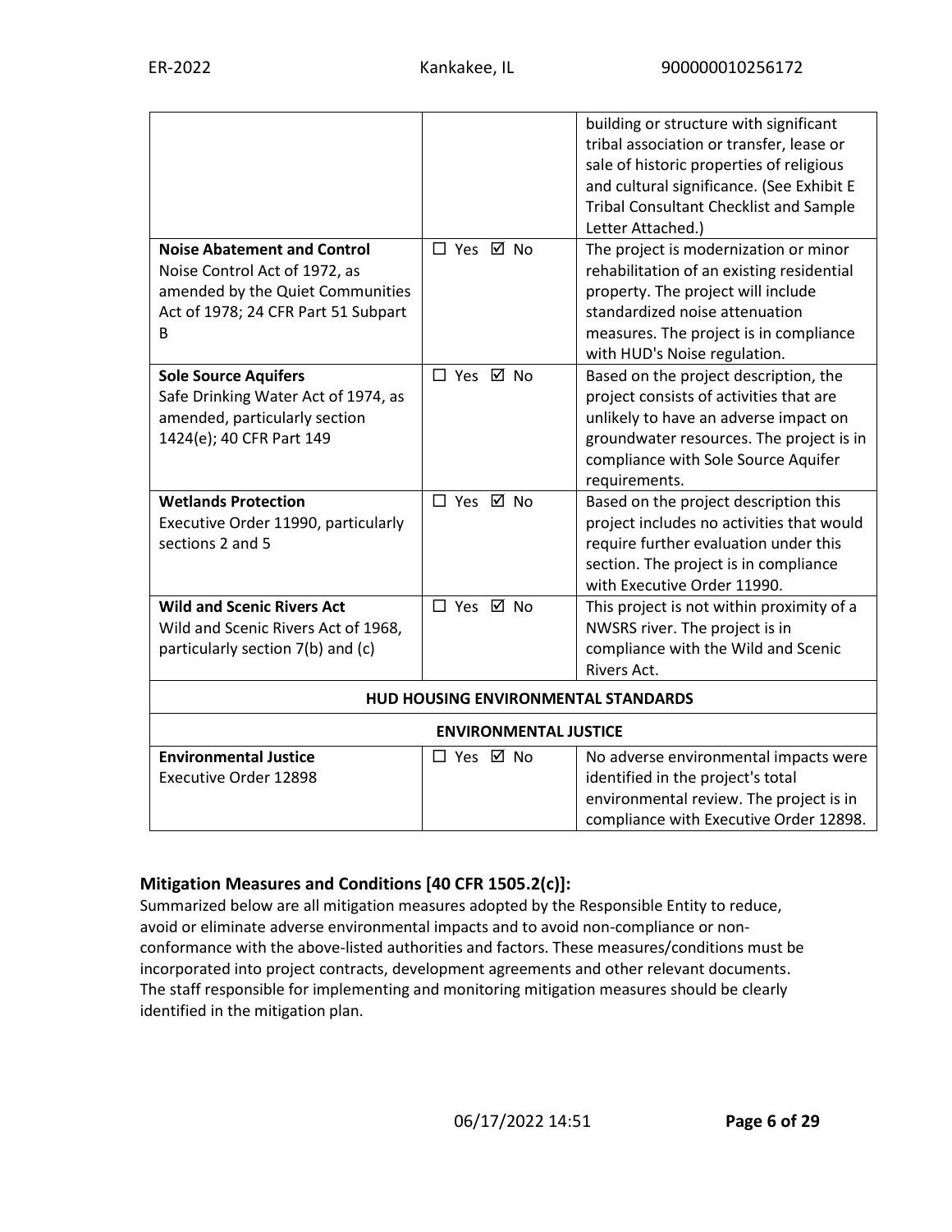| | | |
|---|---|---|
| | | building or structure with significant tribal association or transfer, lease or sale of historic properties of religious and cultural significance. (See Exhibit E Tribal Consultant Checklist and Sample Letter Attached.) |
| **Noise Abatement and Control** Noise Control Act of 1972, as amended by the Quiet Communities Act of 1978; 24 CFR Part 51 Subpart B | ☐ Yes ☑ No | The project is modernization or minor rehabilitation of an existing residential property. The project will include standardized noise attenuation measures. The project is in compliance with HUD's Noise regulation. |
| **Sole Source Aquifers** Safe Drinking Water Act of 1974, as amended, particularly section 1424(e); 40 CFR Part 149 | ☐ Yes ☑ No | Based on the project description, the project consists of activities that are unlikely to have an adverse impact on groundwater resources. The project is in compliance with Sole Source Aquifer requirements. |
| **Wetlands Protection** Executive Order 11990, particularly sections 2 and 5 | ☐ Yes ☑ No | Based on the project description this project includes no activities that would require further evaluation under this section. The project is in compliance with Executive Order 11990. |
| **Wild and Scenic Rivers Act** Wild and Scenic Rivers Act of 1968, particularly section 7(b) and (c) | ☐ Yes ☑ No | This project is not within proximity of a NWSRS river. The project is in compliance with the Wild and Scenic Rivers Act. |
| **HUD HOUSING ENVIRONMENTAL STANDARDS** | | |
| **ENVIRONMENTAL JUSTICE** | | |
| **Environmental Justice** Executive Order 12898 | ☐ Yes ☑ No | No adverse environmental impacts were identified in the project's total environmental review. The project is in compliance with Executive Order 12898. |

### Mitigation Measures and Conditions [40 CFR 1505.2(c)]:

Summarized below are all mitigation measures adopted by the Responsible Entity to reduce, avoid or eliminate adverse environmental impacts and to avoid non-compliance or non-conformance with the above-listed authorities and factors. These measures/conditions must be incorporated into project contracts, development agreements and other relevant documents. The staff responsible for implementing and monitoring mitigation measures should be clearly identified in the mitigation plan.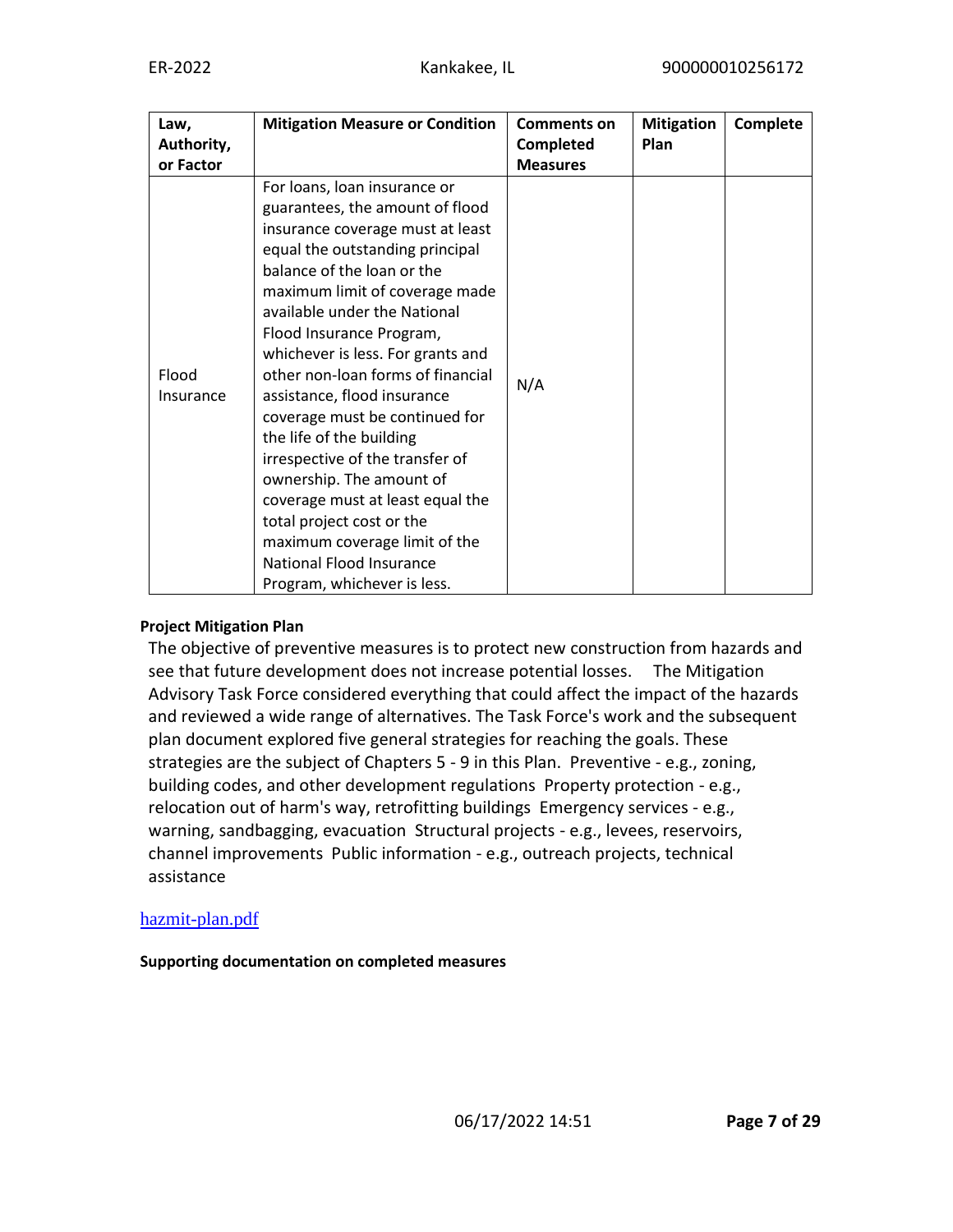| Law, Authority, or Factor | Mitigation Measure or Condition | Comments on Completed Measures | Mitigation Plan | Complete |
|---|---|---|---|---|
| Flood Insurance | For loans, loan insurance or guarantees, the amount of flood insurance coverage must at least equal the outstanding principal balance of the loan or the maximum limit of coverage made available under the National Flood Insurance Program, whichever is less. For grants and other non-loan forms of financial assistance, flood insurance coverage must be continued for the life of the building irrespective of the transfer of ownership. The amount of coverage must at least equal the total project cost or the maximum coverage limit of the National Flood Insurance Program, whichever is less. | N/A | | |

**Project Mitigation Plan**

The objective of preventive measures is to protect new construction from hazards and see that future development does not increase potential losses. The Mitigation Advisory Task Force considered everything that could affect the impact of the hazards and reviewed a wide range of alternatives. The Task Force's work and the subsequent plan document explored five general strategies for reaching the goals. These strategies are the subject of Chapters 5 - 9 in this Plan. Preventive - e.g., zoning, building codes, and other development regulations Property protection - e.g., relocation out of harm's way, retrofitting buildings Emergency services - e.g., warning, sandbagging, evacuation Structural projects - e.g., levees, reservoirs, channel improvements Public information - e.g., outreach projects, technical assistance

hazmit-plan.pdf

**Supporting documentation on completed measures**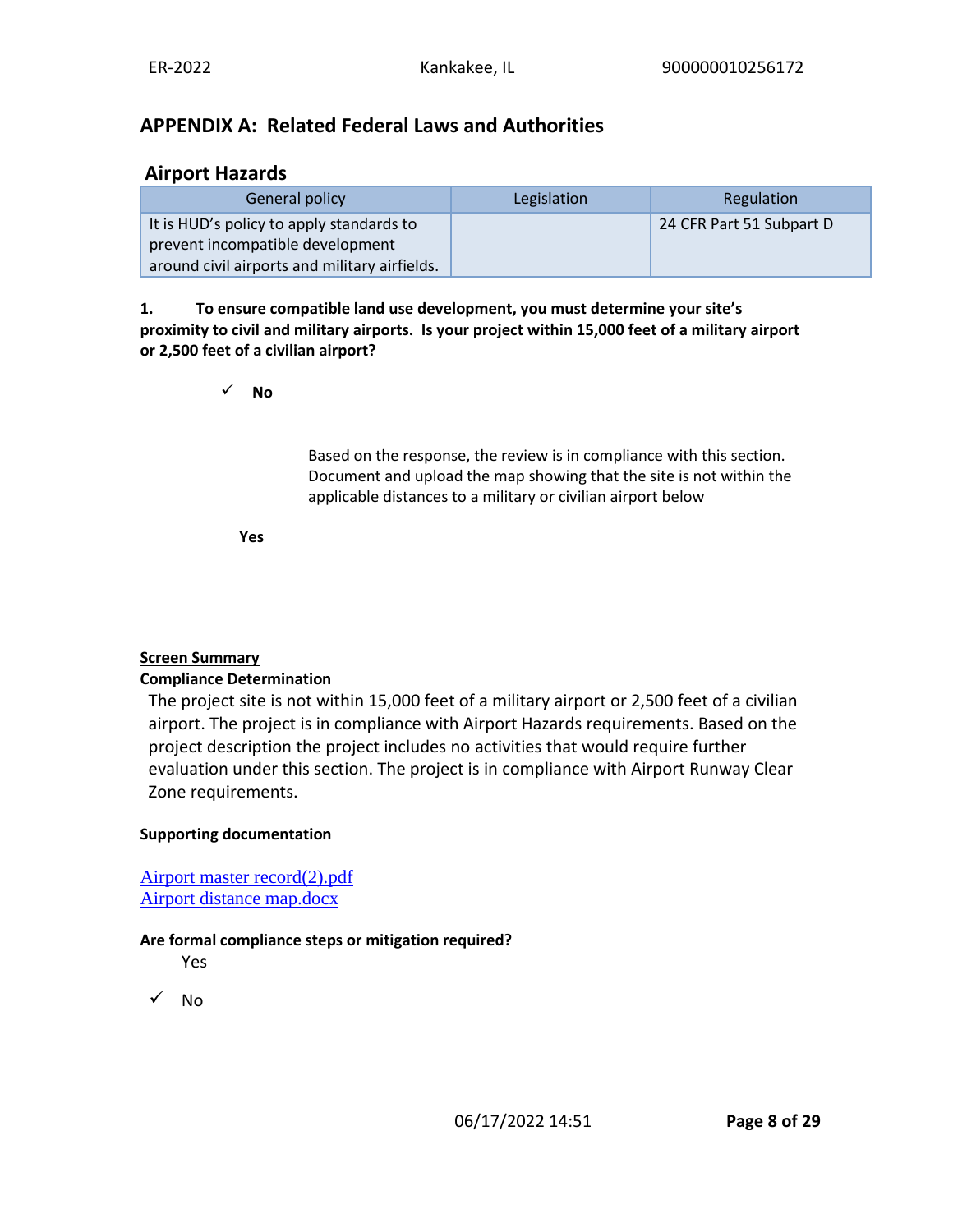## APPENDIX A: Related Federal Laws and Authorities

### Airport Hazards

| General policy | Legislation | Regulation |
|---|---|---|
| It is HUD's policy to apply standards to prevent incompatible development around civil airports and military airfields. | | 24 CFR Part 51 Subpart D |

**1. To ensure compatible land use development, you must determine your site's proximity to civil and military airports. Is your project within 15,000 feet of a military airport or 2,500 feet of a civilian airport?**

✓ **No**

Based on the response, the review is in compliance with this section. Document and upload the map showing that the site is not within the applicable distances to a military or civilian airport below

**Yes**

**Screen Summary**

**Compliance Determination**

The project site is not within 15,000 feet of a military airport or 2,500 feet of a civilian airport. The project is in compliance with Airport Hazards requirements. Based on the project description the project includes no activities that would require further evaluation under this section. The project is in compliance with Airport Runway Clear Zone requirements.

**Supporting documentation**

Airport master record(2).pdf
Airport distance map.docx

**Are formal compliance steps or mitigation required?**

Yes

✓ No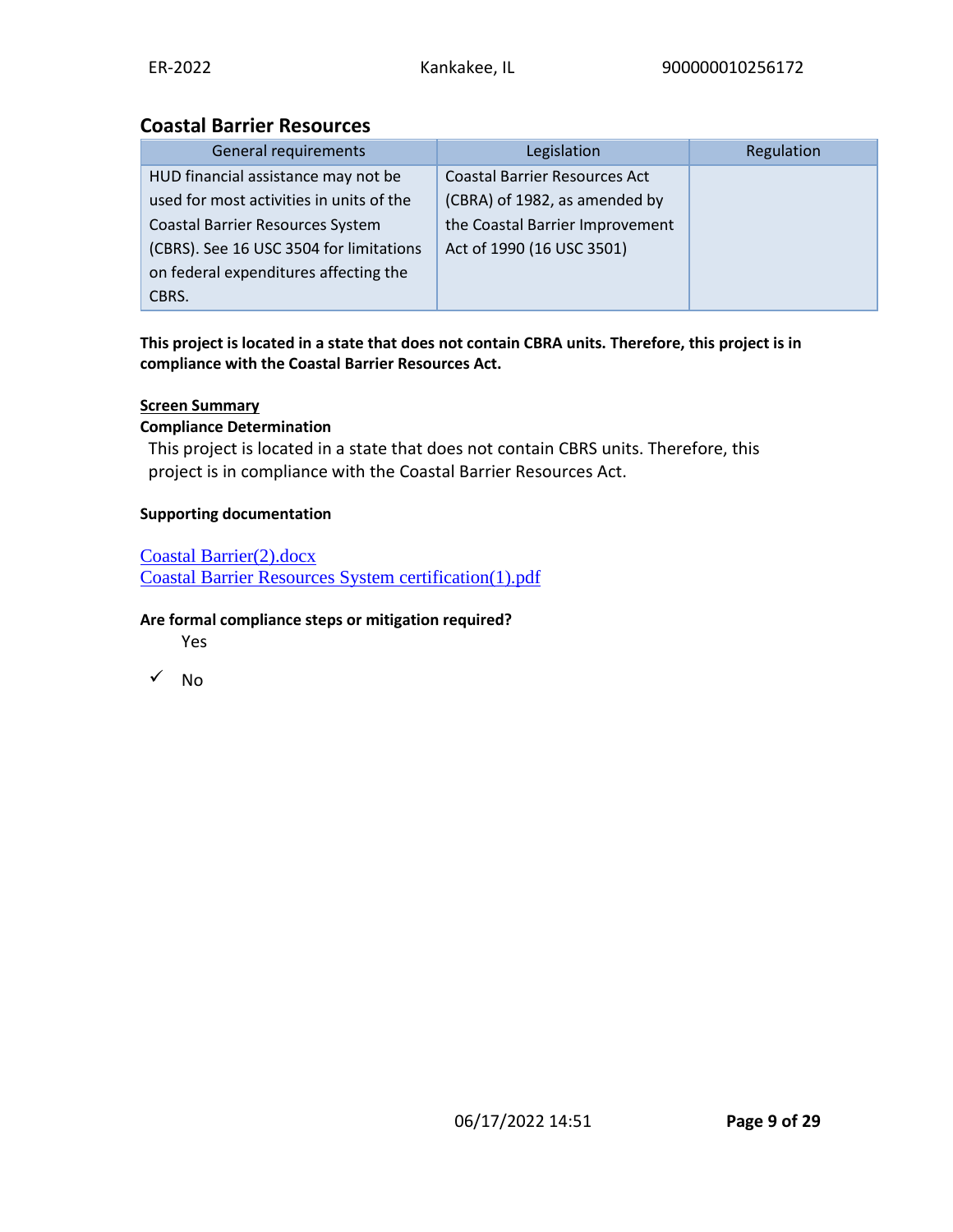## Coastal Barrier Resources

| General requirements | Legislation | Regulation |
|---|---|---|
| HUD financial assistance may not be used for most activities in units of the Coastal Barrier Resources System (CBRS). See 16 USC 3504 for limitations on federal expenditures affecting the CBRS. | Coastal Barrier Resources Act (CBRA) of 1982, as amended by the Coastal Barrier Improvement Act of 1990 (16 USC 3501) | |

**This project is located in a state that does not contain CBRA units. Therefore, this project is in compliance with the Coastal Barrier Resources Act.**

**Screen Summary**

**Compliance Determination**

This project is located in a state that does not contain CBRS units. Therefore, this project is in compliance with the Coastal Barrier Resources Act.

**Supporting documentation**

Coastal Barrier(2).docx
Coastal Barrier Resources System certification(1).pdf

**Are formal compliance steps or mitigation required?**

Yes

✓ No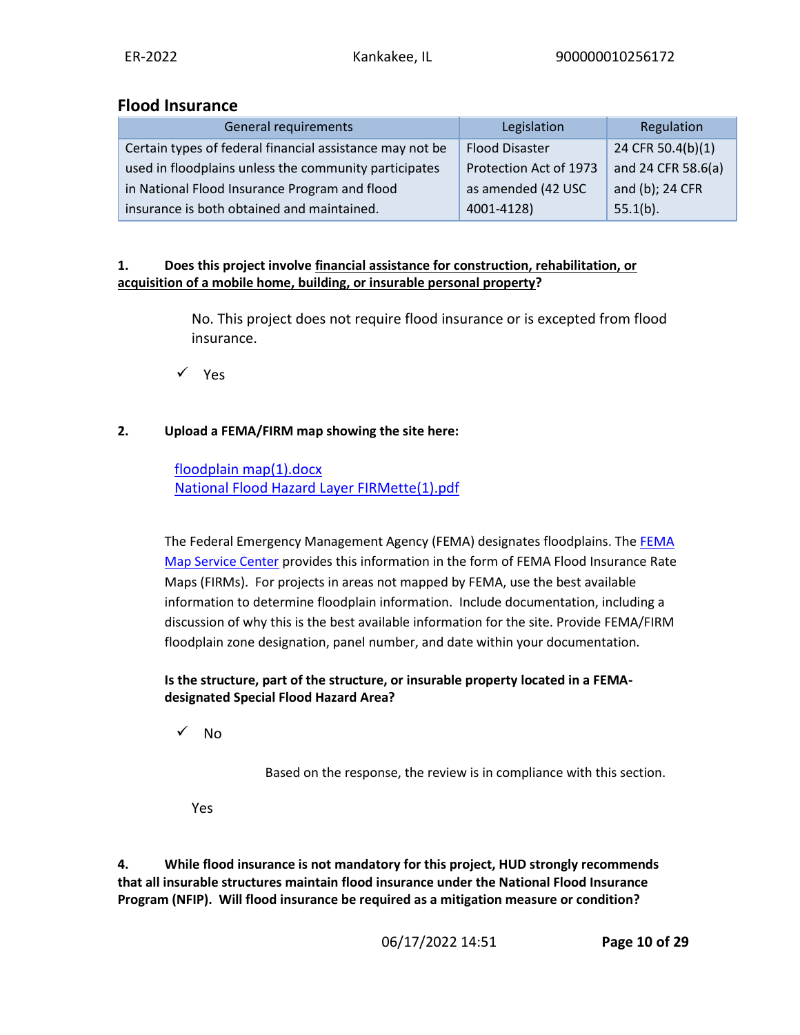## Flood Insurance

| General requirements | Legislation | Regulation |
|---|---|---|
| Certain types of federal financial assistance may not be used in floodplains unless the community participates in National Flood Insurance Program and flood insurance is both obtained and maintained. | Flood Disaster Protection Act of 1973 as amended (42 USC 4001-4128) | 24 CFR 50.4(b)(1) and 24 CFR 58.6(a) and (b); 24 CFR 55.1(b). |

**1. Does this project involve <u>financial assistance for construction, rehabilitation, or acquisition of a mobile home, building, or insurable personal property</u>?**

No. This project does not require flood insurance or is excepted from flood insurance.

✓ Yes

**2. Upload a FEMA/FIRM map showing the site here:**

floodplain map(1).docx
National Flood Hazard Layer FIRMette(1).pdf

The Federal Emergency Management Agency (FEMA) designates floodplains. The FEMA Map Service Center provides this information in the form of FEMA Flood Insurance Rate Maps (FIRMs). For projects in areas not mapped by FEMA, use the best available information to determine floodplain information. Include documentation, including a discussion of why this is the best available information for the site. Provide FEMA/FIRM floodplain zone designation, panel number, and date within your documentation.

**Is the structure, part of the structure, or insurable property located in a FEMA-designated Special Flood Hazard Area?**

✓ No

Based on the response, the review is in compliance with this section.

Yes

**4. While flood insurance is not mandatory for this project, HUD strongly recommends that all insurable structures maintain flood insurance under the National Flood Insurance Program (NFIP). Will flood insurance be required as a mitigation measure or condition?**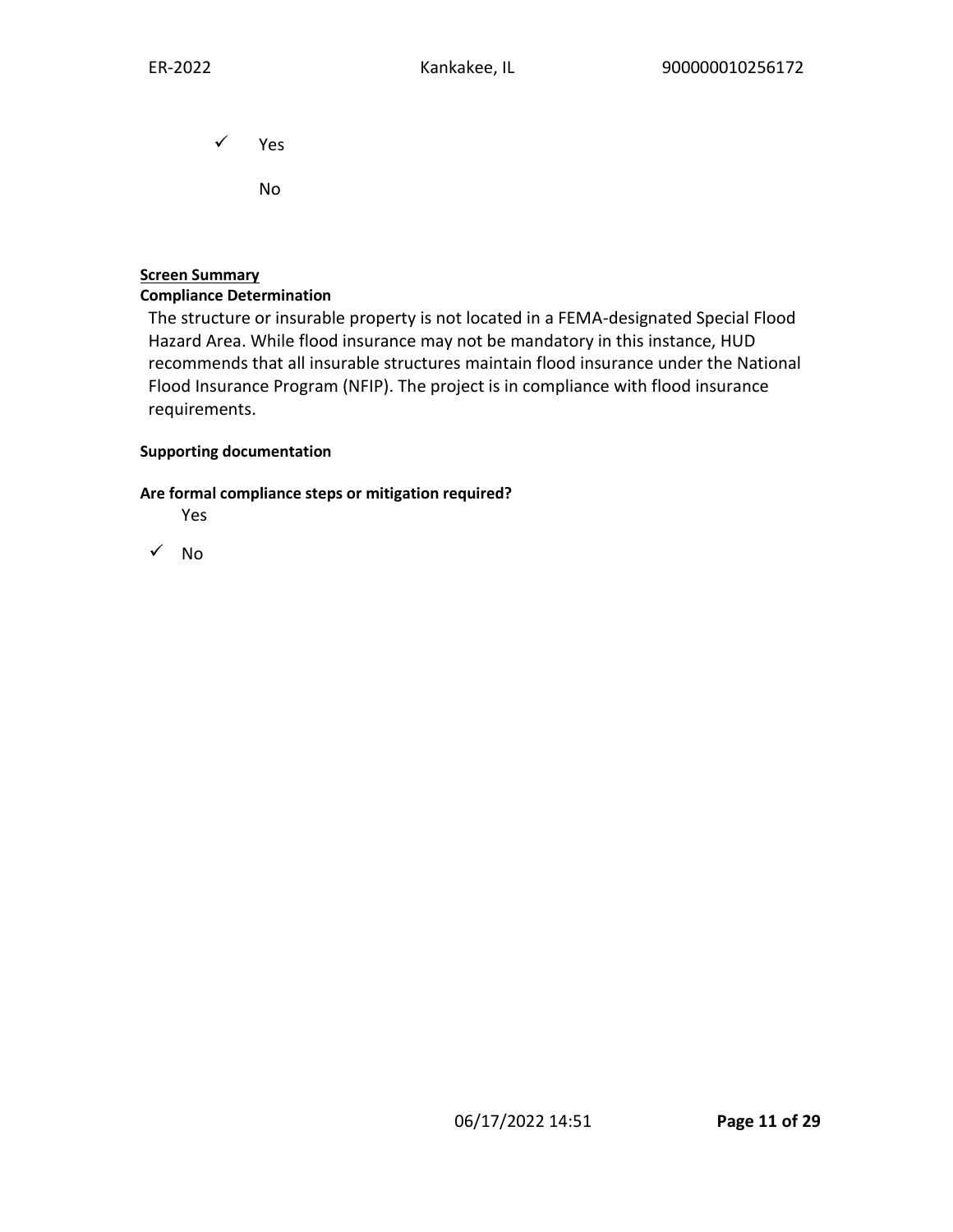✓ Yes

No

**Screen Summary**

**Compliance Determination**

The structure or insurable property is not located in a FEMA-designated Special Flood Hazard Area. While flood insurance may not be mandatory in this instance, HUD recommends that all insurable structures maintain flood insurance under the National Flood Insurance Program (NFIP). The project is in compliance with flood insurance requirements.

**Supporting documentation**

**Are formal compliance steps or mitigation required?**

Yes

✓ No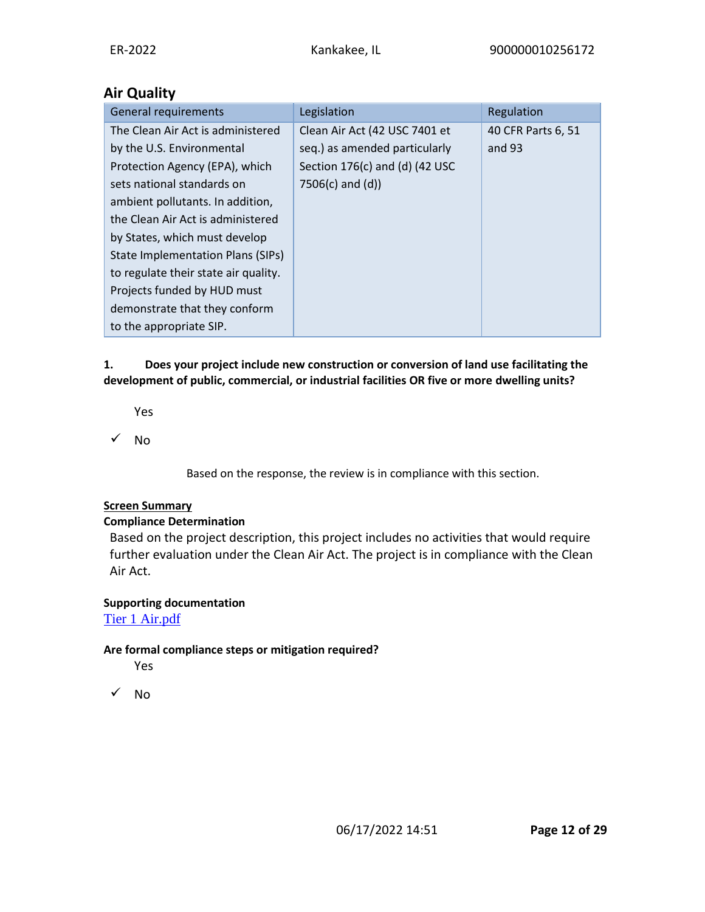## Air Quality

| General requirements | Legislation | Regulation |
|---|---|---|
| The Clean Air Act is administered by the U.S. Environmental Protection Agency (EPA), which sets national standards on ambient pollutants. In addition, the Clean Air Act is administered by States, which must develop State Implementation Plans (SIPs) to regulate their state air quality. Projects funded by HUD must demonstrate that they conform to the appropriate SIP. | Clean Air Act (42 USC 7401 et seq.) as amended particularly Section 176(c) and (d) (42 USC 7506(c) and (d)) | 40 CFR Parts 6, 51 and 93 |

**1. Does your project include new construction or conversion of land use facilitating the development of public, commercial, or industrial facilities OR five or more dwelling units?**

Yes

✓ No

Based on the response, the review is in compliance with this section.

**Screen Summary**

**Compliance Determination**

Based on the project description, this project includes no activities that would require further evaluation under the Clean Air Act. The project is in compliance with the Clean Air Act.

**Supporting documentation**

Tier 1 Air.pdf

**Are formal compliance steps or mitigation required?**

Yes

✓ No

06/17/2022 14:51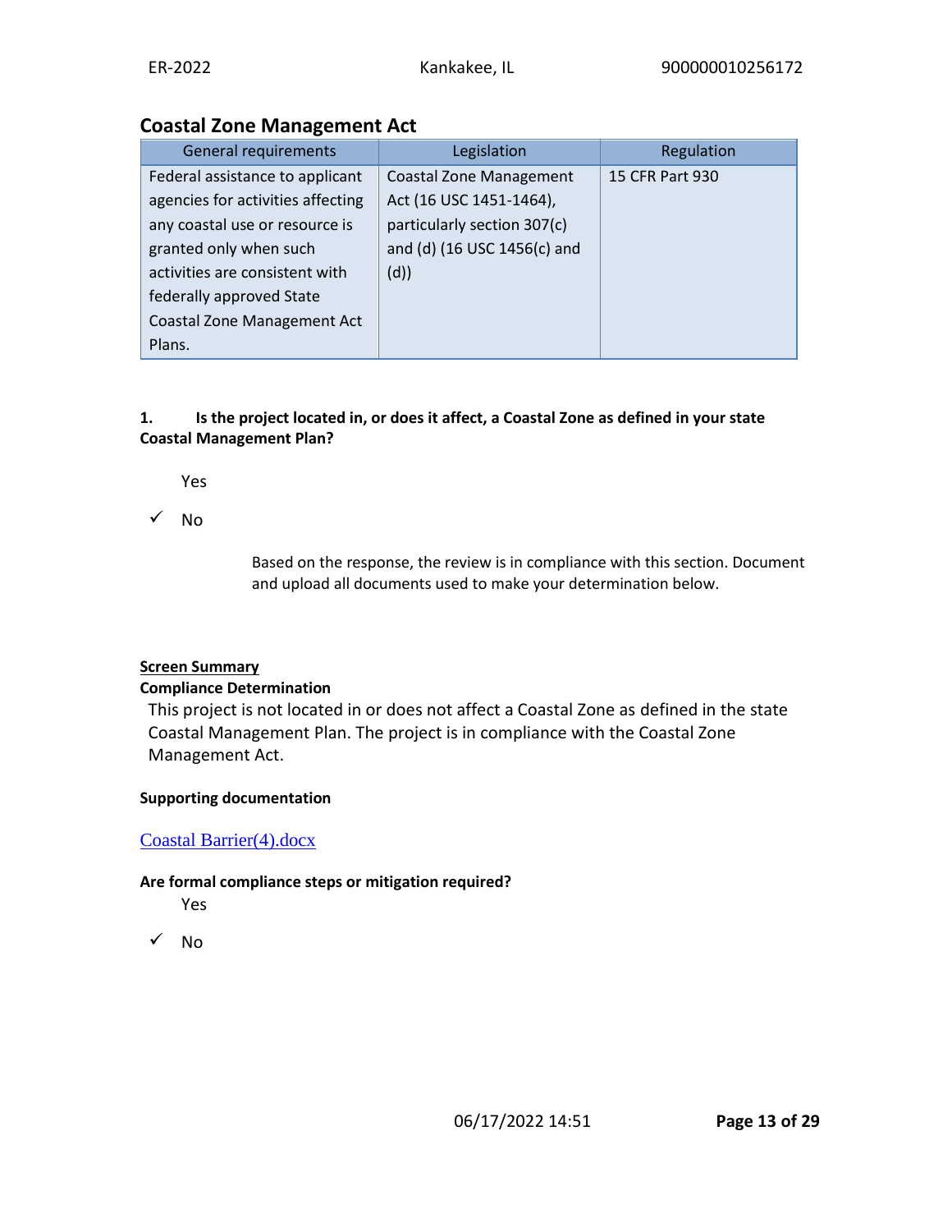## Coastal Zone Management Act

| General requirements | Legislation | Regulation |
|---|---|---|
| Federal assistance to applicant agencies for activities affecting any coastal use or resource is granted only when such activities are consistent with federally approved State Coastal Zone Management Act Plans. | Coastal Zone Management Act (16 USC 1451-1464), particularly section 307(c) and (d) (16 USC 1456(c) and (d)) | 15 CFR Part 930 |

**1. Is the project located in, or does it affect, a Coastal Zone as defined in your state Coastal Management Plan?**

Yes

✓ No

Based on the response, the review is in compliance with this section. Document and upload all documents used to make your determination below.

**Screen Summary**

**Compliance Determination**

This project is not located in or does not affect a Coastal Zone as defined in the state Coastal Management Plan. The project is in compliance with the Coastal Zone Management Act.

**Supporting documentation**

Coastal Barrier(4).docx

**Are formal compliance steps or mitigation required?**

Yes

✓ No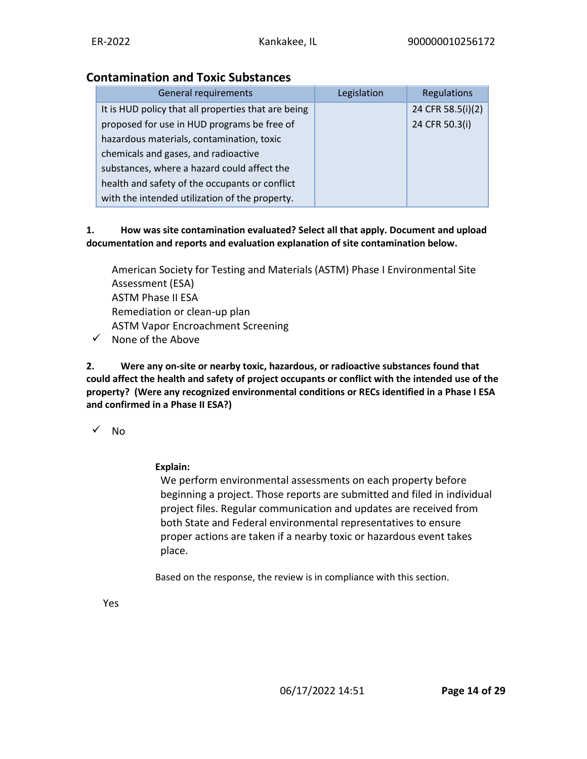## Contamination and Toxic Substances

| General requirements | Legislation | Regulations |
|---|---|---|
| It is HUD policy that all properties that are being proposed for use in HUD programs be free of hazardous materials, contamination, toxic chemicals and gases, and radioactive substances, where a hazard could affect the health and safety of the occupants or conflict with the intended utilization of the property. | | 24 CFR 58.5(i)(2) 24 CFR 50.3(i) |

**1. How was site contamination evaluated? Select all that apply. Document and upload documentation and reports and evaluation explanation of site contamination below.**

American Society for Testing and Materials (ASTM) Phase I Environmental Site Assessment (ESA)
ASTM Phase II ESA
Remediation or clean-up plan
ASTM Vapor Encroachment Screening
✓ None of the Above

**2. Were any on-site or nearby toxic, hazardous, or radioactive substances found that could affect the health and safety of project occupants or conflict with the intended use of the property? (Were any recognized environmental conditions or RECs identified in a Phase I ESA and confirmed in a Phase II ESA?)**

✓ No

**Explain:**
We perform environmental assessments on each property before beginning a project. Those reports are submitted and filed in individual project files. Regular communication and updates are received from both State and Federal environmental representatives to ensure proper actions are taken if a nearby toxic or hazardous event takes place.

Based on the response, the review is in compliance with this section.

Yes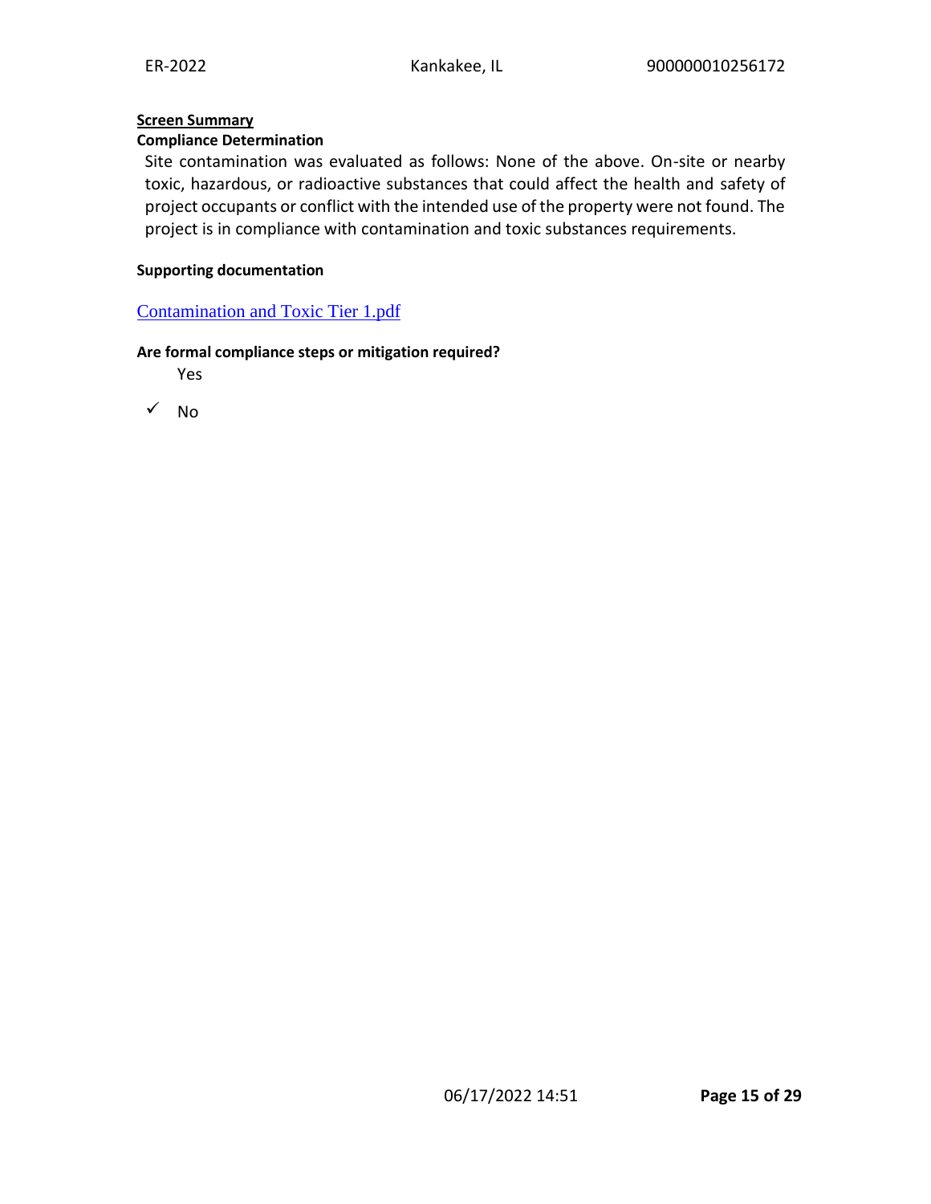**Screen Summary**

**Compliance Determination**

Site contamination was evaluated as follows: None of the above. On-site or nearby toxic, hazardous, or radioactive substances that could affect the health and safety of project occupants or conflict with the intended use of the property were not found. The project is in compliance with contamination and toxic substances requirements.

**Supporting documentation**

Contamination and Toxic Tier 1.pdf

**Are formal compliance steps or mitigation required?**

Yes

✓ No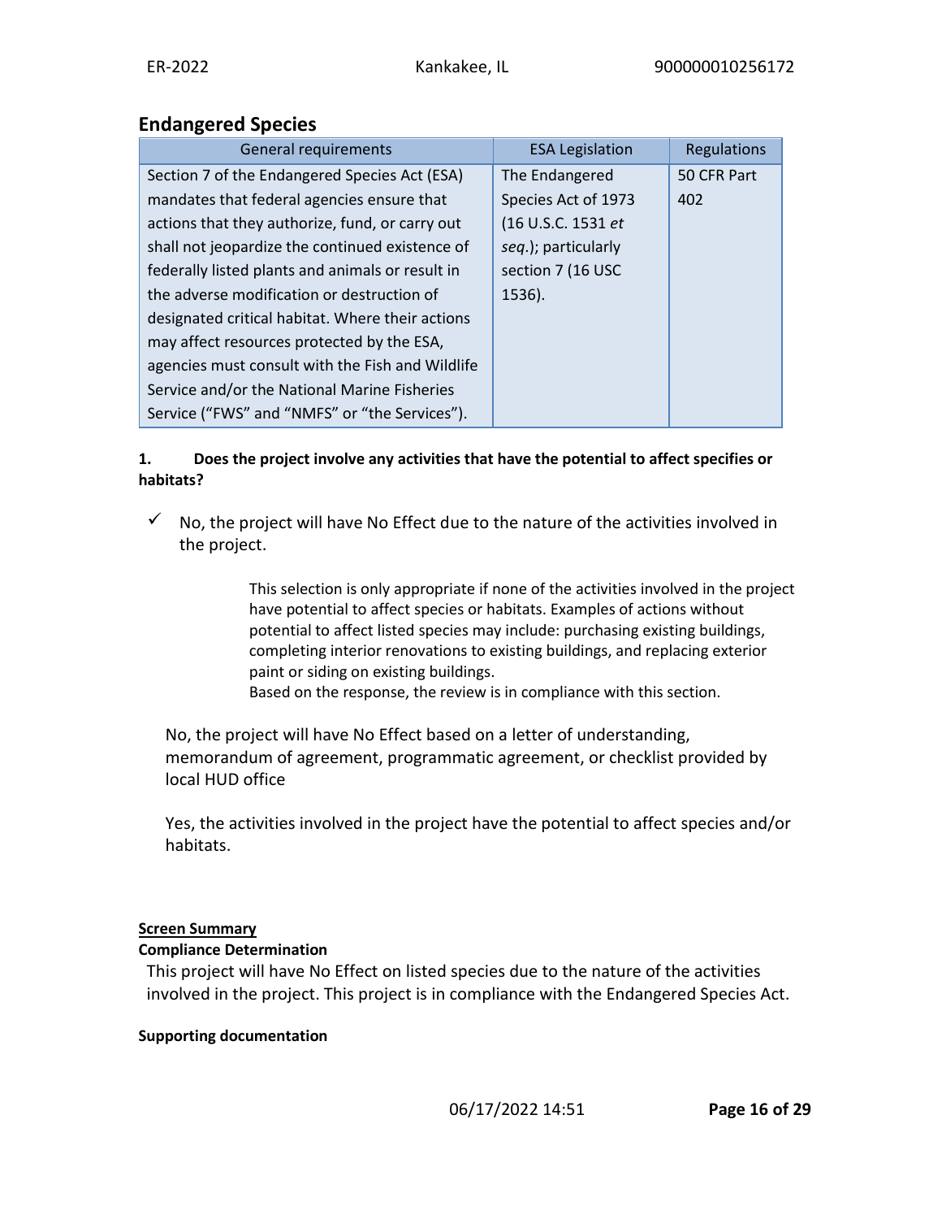## Endangered Species

| General requirements | ESA Legislation | Regulations |
|---|---|---|
| Section 7 of the Endangered Species Act (ESA) mandates that federal agencies ensure that actions that they authorize, fund, or carry out shall not jeopardize the continued existence of federally listed plants and animals or result in the adverse modification or destruction of designated critical habitat. Where their actions may affect resources protected by the ESA, agencies must consult with the Fish and Wildlife Service and/or the National Marine Fisheries Service ("FWS" and "NMFS" or "the Services"). | The Endangered Species Act of 1973 (16 U.S.C. 1531 *et seq.*); particularly section 7 (16 USC 1536). | 50 CFR Part 402 |

**1. Does the project involve any activities that have the potential to affect specifies or habitats?**

✓ No, the project will have No Effect due to the nature of the activities involved in the project.

> This selection is only appropriate if none of the activities involved in the project have potential to affect species or habitats. Examples of actions without potential to affect listed species may include: purchasing existing buildings, completing interior renovations to existing buildings, and replacing exterior paint or siding on existing buildings.
> Based on the response, the review is in compliance with this section.

No, the project will have No Effect based on a letter of understanding, memorandum of agreement, programmatic agreement, or checklist provided by local HUD office

Yes, the activities involved in the project have the potential to affect species and/or habitats.

**Screen Summary**

**Compliance Determination**

This project will have No Effect on listed species due to the nature of the activities involved in the project. This project is in compliance with the Endangered Species Act.

**Supporting documentation**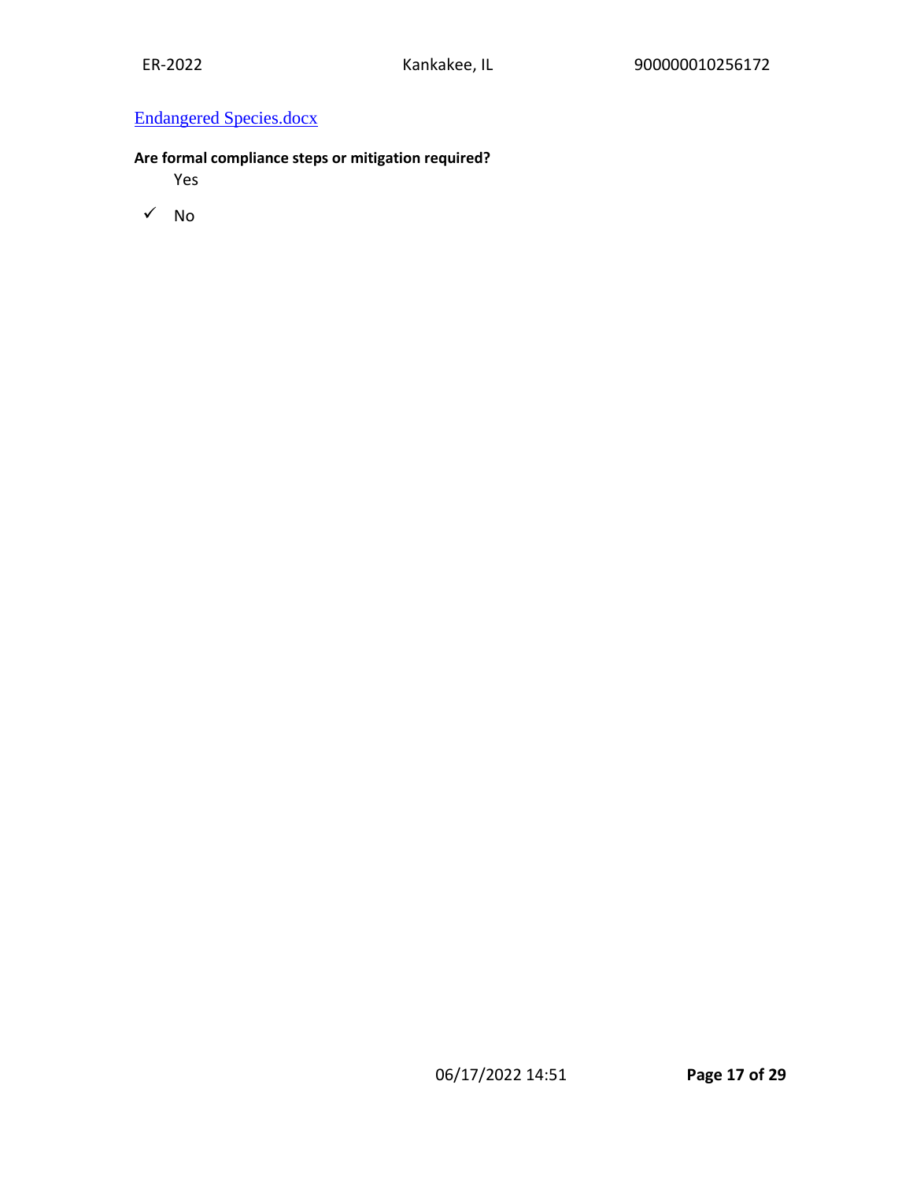[Endangered Species.docx]

**Are formal compliance steps or mitigation required?**

Yes

✓ No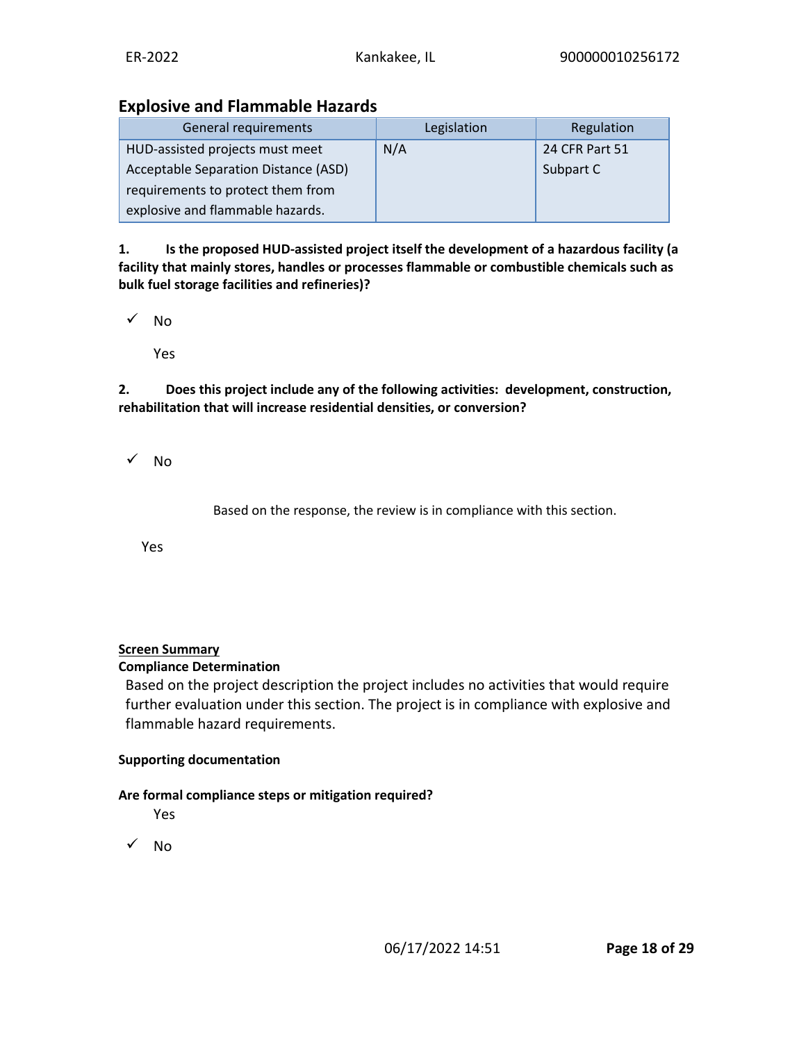## Explosive and Flammable Hazards

| General requirements | Legislation | Regulation |
|---|---|---|
| HUD-assisted projects must meet Acceptable Separation Distance (ASD) requirements to protect them from explosive and flammable hazards. | N/A | 24 CFR Part 51 Subpart C |

**1. Is the proposed HUD-assisted project itself the development of a hazardous facility (a facility that mainly stores, handles or processes flammable or combustible chemicals such as bulk fuel storage facilities and refineries)?**

✓ No

Yes

**2. Does this project include any of the following activities: development, construction, rehabilitation that will increase residential densities, or conversion?**

✓ No

Based on the response, the review is in compliance with this section.

Yes

**<u>Screen Summary</u>**

**Compliance Determination**

Based on the project description the project includes no activities that would require further evaluation under this section. The project is in compliance with explosive and flammable hazard requirements.

**Supporting documentation**

**Are formal compliance steps or mitigation required?**

Yes

✓ No

06/17/2022 14:51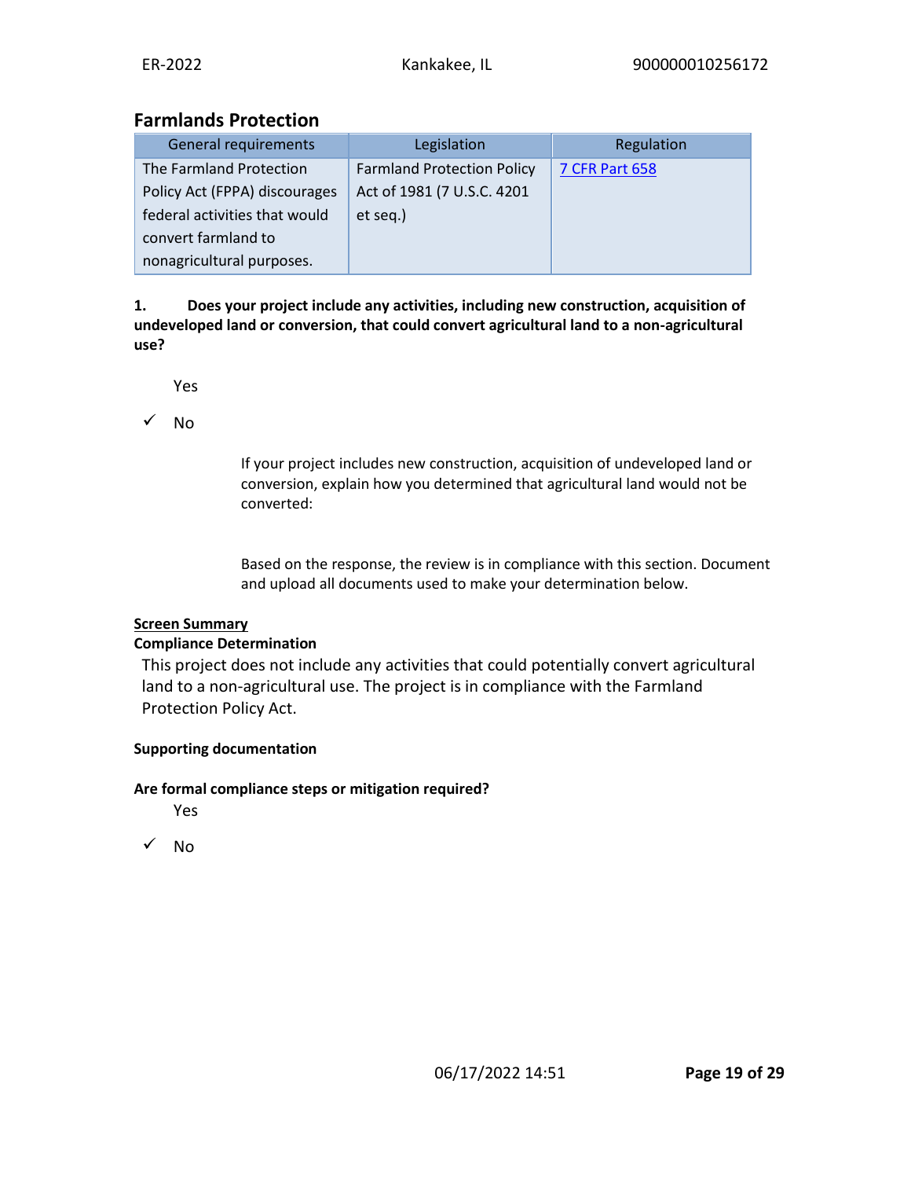## Farmlands Protection

| General requirements | Legislation | Regulation |
|---|---|---|
| The Farmland Protection Policy Act (FPPA) discourages federal activities that would convert farmland to nonagricultural purposes. | Farmland Protection Policy Act of 1981 (7 U.S.C. 4201 et seq.) | 7 CFR Part 658 |

**1. Does your project include any activities, including new construction, acquisition of undeveloped land or conversion, that could convert agricultural land to a non-agricultural use?**

Yes

✓ No

If your project includes new construction, acquisition of undeveloped land or conversion, explain how you determined that agricultural land would not be converted:

Based on the response, the review is in compliance with this section. Document and upload all documents used to make your determination below.

**Screen Summary**

**Compliance Determination**

This project does not include any activities that could potentially convert agricultural land to a non-agricultural use. The project is in compliance with the Farmland Protection Policy Act.

**Supporting documentation**

**Are formal compliance steps or mitigation required?**

Yes

✓ No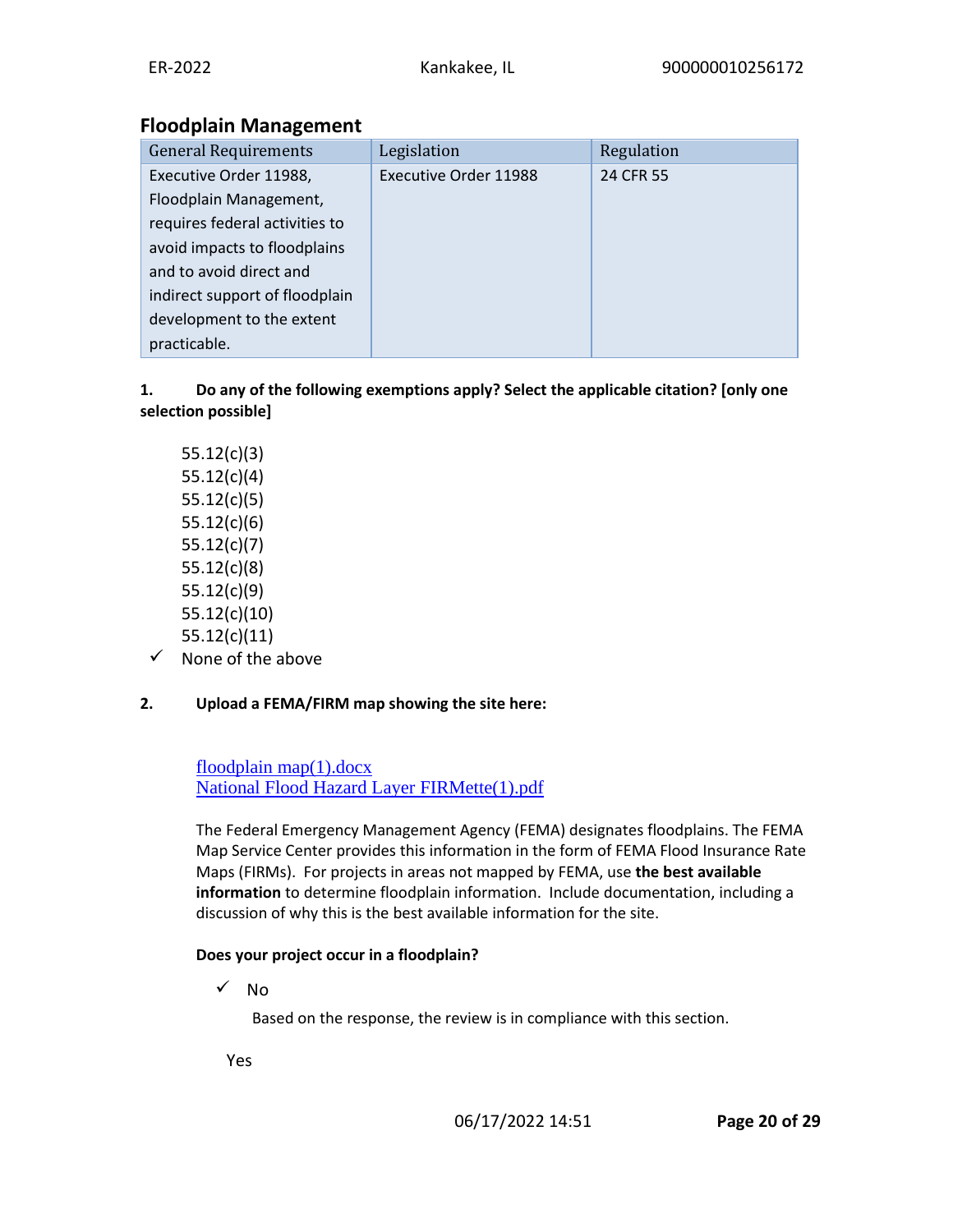## Floodplain Management

| General Requirements | Legislation | Regulation |
| --- | --- | --- |
| Executive Order 11988, Floodplain Management, requires federal activities to avoid impacts to floodplains and to avoid direct and indirect support of floodplain development to the extent practicable. | Executive Order 11988 | 24 CFR 55 |

**1. Do any of the following exemptions apply? Select the applicable citation? [only one selection possible]**

55.12(c)(3)
55.12(c)(4)
55.12(c)(5)
55.12(c)(6)
55.12(c)(7)
55.12(c)(8)
55.12(c)(9)
55.12(c)(10)
55.12(c)(11)
✓ None of the above

**2. Upload a FEMA/FIRM map showing the site here:**

floodplain map(1).docx
National Flood Hazard Layer FIRMette(1).pdf

The Federal Emergency Management Agency (FEMA) designates floodplains. The FEMA Map Service Center provides this information in the form of FEMA Flood Insurance Rate Maps (FIRMs). For projects in areas not mapped by FEMA, use **the best available information** to determine floodplain information. Include documentation, including a discussion of why this is the best available information for the site.

**Does your project occur in a floodplain?**

✓ No

Based on the response, the review is in compliance with this section.

Yes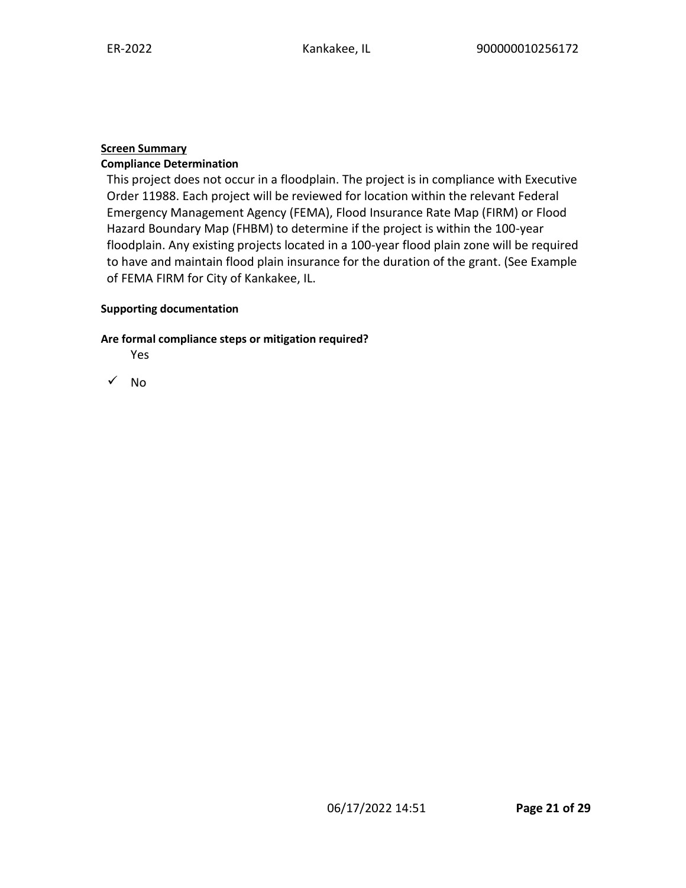**Screen Summary**

**Compliance Determination**

This project does not occur in a floodplain. The project is in compliance with Executive Order 11988. Each project will be reviewed for location within the relevant Federal Emergency Management Agency (FEMA), Flood Insurance Rate Map (FIRM) or Flood Hazard Boundary Map (FHBM) to determine if the project is within the 100-year floodplain. Any existing projects located in a 100-year flood plain zone will be required to have and maintain flood plain insurance for the duration of the grant. (See Example of FEMA FIRM for City of Kankakee, IL.

**Supporting documentation**

**Are formal compliance steps or mitigation required?**

Yes

✓ No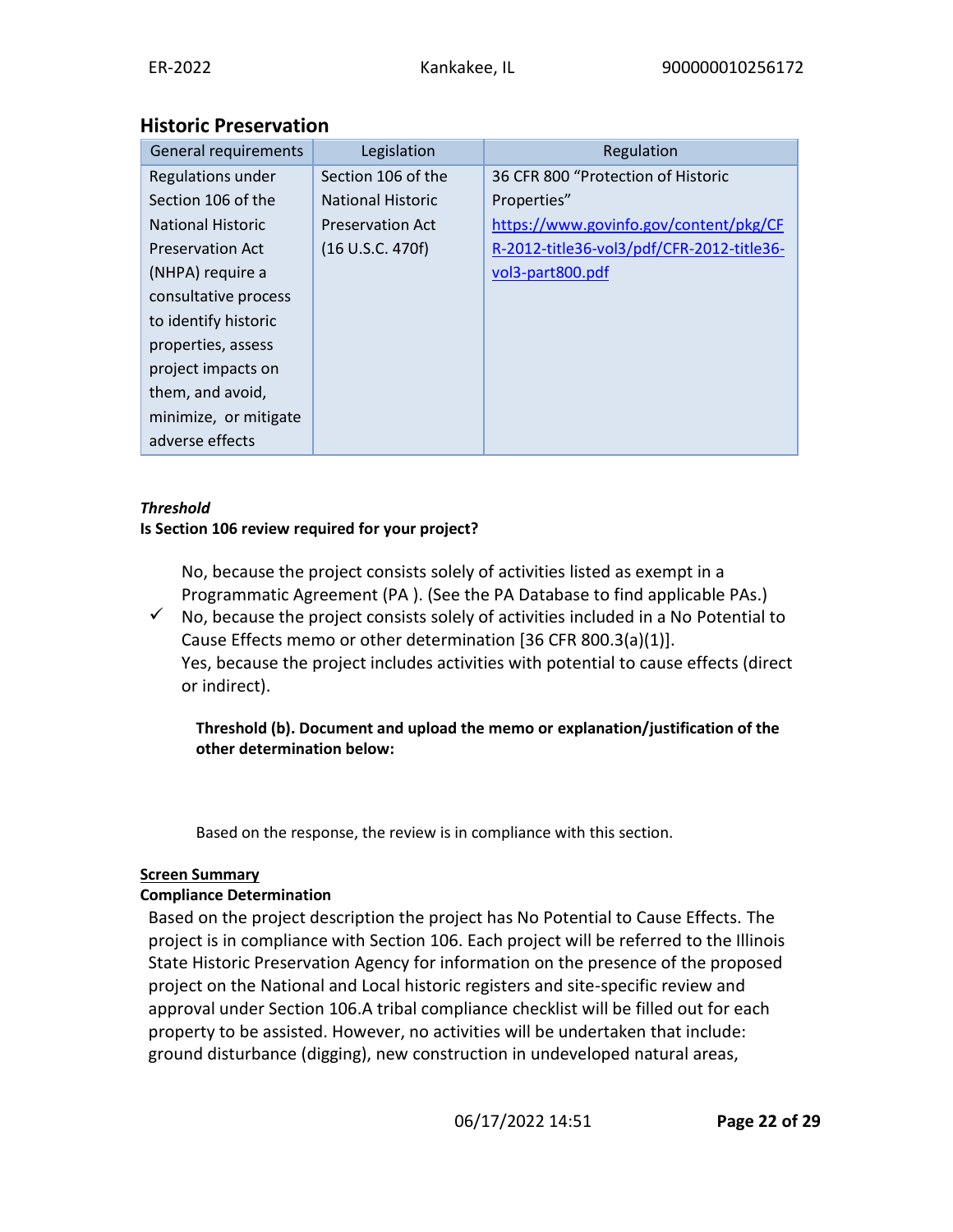## Historic Preservation

| General requirements | Legislation | Regulation |
|---|---|---|
| Regulations under Section 106 of the National Historic Preservation Act (NHPA) require a consultative process to identify historic properties, assess project impacts on them, and avoid, minimize, or mitigate adverse effects | Section 106 of the National Historic Preservation Act (16 U.S.C. 470f) | 36 CFR 800 "Protection of Historic Properties" [https://www.govinfo.gov/content/pkg/CFR-2012-title36-vol3/pdf/CFR-2012-title36-vol3-part800.pdf](https://www.govinfo.gov/content/pkg/CFR-2012-title36-vol3/pdf/CFR-2012-title36-vol3-part800.pdf) |

***Threshold***
**Is Section 106 review required for your project?**

No, because the project consists solely of activities listed as exempt in a Programmatic Agreement (PA ). (See the PA Database to find applicable PAs.)

✓ No, because the project consists solely of activities included in a No Potential to Cause Effects memo or other determination [36 CFR 800.3(a)(1)].

Yes, because the project includes activities with potential to cause effects (direct or indirect).

**Threshold (b). Document and upload the memo or explanation/justification of the other determination below:**

Based on the response, the review is in compliance with this section.

**Screen Summary**
**Compliance Determination**
Based on the project description the project has No Potential to Cause Effects. The project is in compliance with Section 106. Each project will be referred to the Illinois State Historic Preservation Agency for information on the presence of the proposed project on the National and Local historic registers and site-specific review and approval under Section 106.A tribal compliance checklist will be filled out for each property to be assisted. However, no activities will be undertaken that include: ground disturbance (digging), new construction in undeveloped natural areas,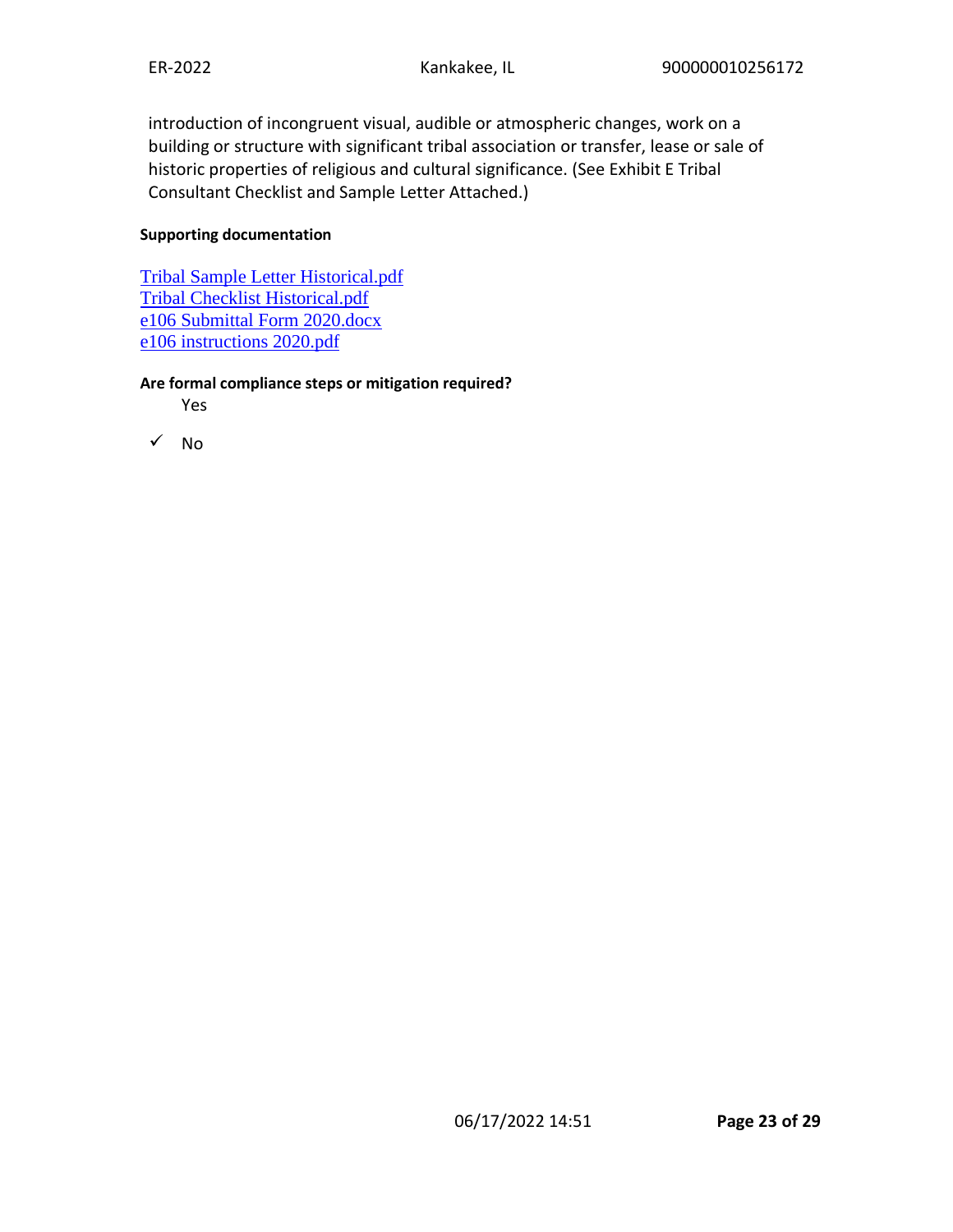introduction of incongruent visual, audible or atmospheric changes, work on a building or structure with significant tribal association or transfer, lease or sale of historic properties of religious and cultural significance. (See Exhibit E Tribal Consultant Checklist and Sample Letter Attached.)

**Supporting documentation**

Tribal Sample Letter Historical.pdf
Tribal Checklist Historical.pdf
e106 Submittal Form 2020.docx
e106 instructions 2020.pdf

**Are formal compliance steps or mitigation required?**

Yes

✓ No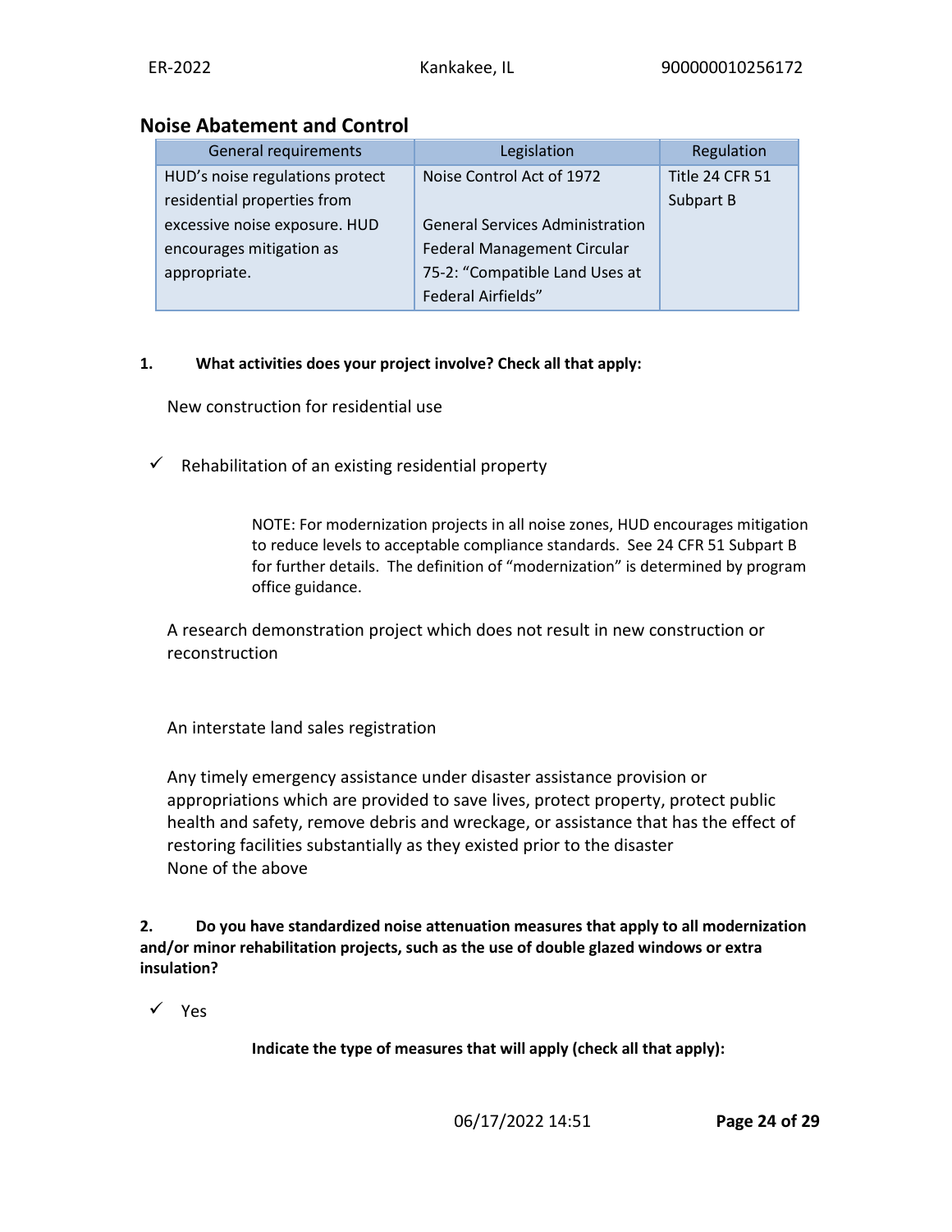## Noise Abatement and Control

| General requirements | Legislation | Regulation |
|---|---|---|
| HUD's noise regulations protect residential properties from excessive noise exposure. HUD encourages mitigation as appropriate. | Noise Control Act of 1972<br><br>General Services Administration Federal Management Circular 75-2: "Compatible Land Uses at Federal Airfields" | Title 24 CFR 51 Subpart B |

**1. What activities does your project involve? Check all that apply:**

New construction for residential use

✓ Rehabilitation of an existing residential property

> NOTE: For modernization projects in all noise zones, HUD encourages mitigation to reduce levels to acceptable compliance standards. See 24 CFR 51 Subpart B for further details. The definition of "modernization" is determined by program office guidance.

A research demonstration project which does not result in new construction or reconstruction

An interstate land sales registration

Any timely emergency assistance under disaster assistance provision or appropriations which are provided to save lives, protect property, protect public health and safety, remove debris and wreckage, or assistance that has the effect of restoring facilities substantially as they existed prior to the disaster

None of the above

**2. Do you have standardized noise attenuation measures that apply to all modernization and/or minor rehabilitation projects, such as the use of double glazed windows or extra insulation?**

✓ Yes

**Indicate the type of measures that will apply (check all that apply):**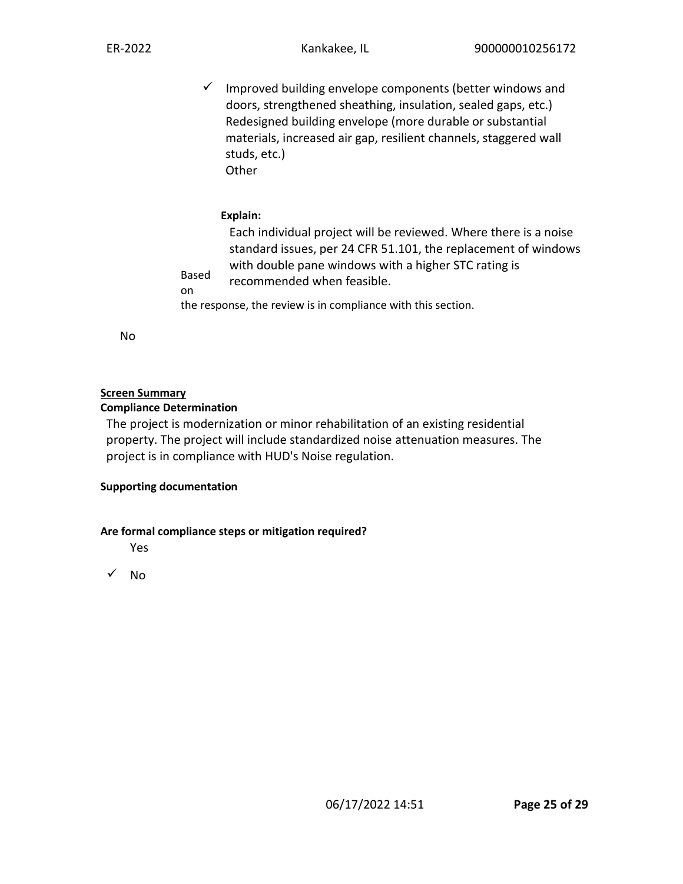- ✓ Improved building envelope components (better windows and doors, strengthened sheathing, insulation, sealed gaps, etc.)
- Redesigned building envelope (more durable or substantial materials, increased air gap, resilient channels, staggered wall studs, etc.)
- Other

**Explain:**

Each individual project will be reviewed. Where there is a noise standard issues, per 24 CFR 51.101, the replacement of windows with double pane windows with a higher STC rating is recommended when feasible.

Based on the response, the review is in compliance with this section.

No

**Screen Summary**

**Compliance Determination**

The project is modernization or minor rehabilitation of an existing residential property. The project will include standardized noise attenuation measures. The project is in compliance with HUD's Noise regulation.

**Supporting documentation**

**Are formal compliance steps or mitigation required?**

- Yes
- ✓ No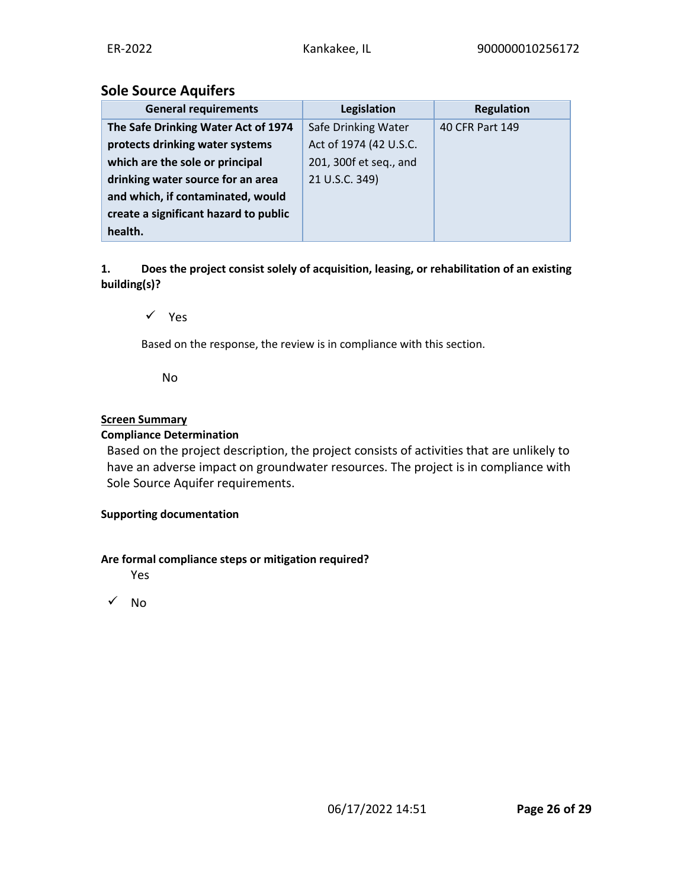## Sole Source Aquifers

| General requirements | Legislation | Regulation |
| --- | --- | --- |
| **The Safe Drinking Water Act of 1974 protects drinking water systems which are the sole or principal drinking water source for an area and which, if contaminated, would create a significant hazard to public health.** | Safe Drinking Water Act of 1974 (42 U.S.C. 201, 300f et seq., and 21 U.S.C. 349) | 40 CFR Part 149 |

**1. Does the project consist solely of acquisition, leasing, or rehabilitation of an existing building(s)?**

✓ Yes

Based on the response, the review is in compliance with this section.

No

**Screen Summary**

**Compliance Determination**

Based on the project description, the project consists of activities that are unlikely to have an adverse impact on groundwater resources. The project is in compliance with Sole Source Aquifer requirements.

**Supporting documentation**

**Are formal compliance steps or mitigation required?**

Yes

✓ No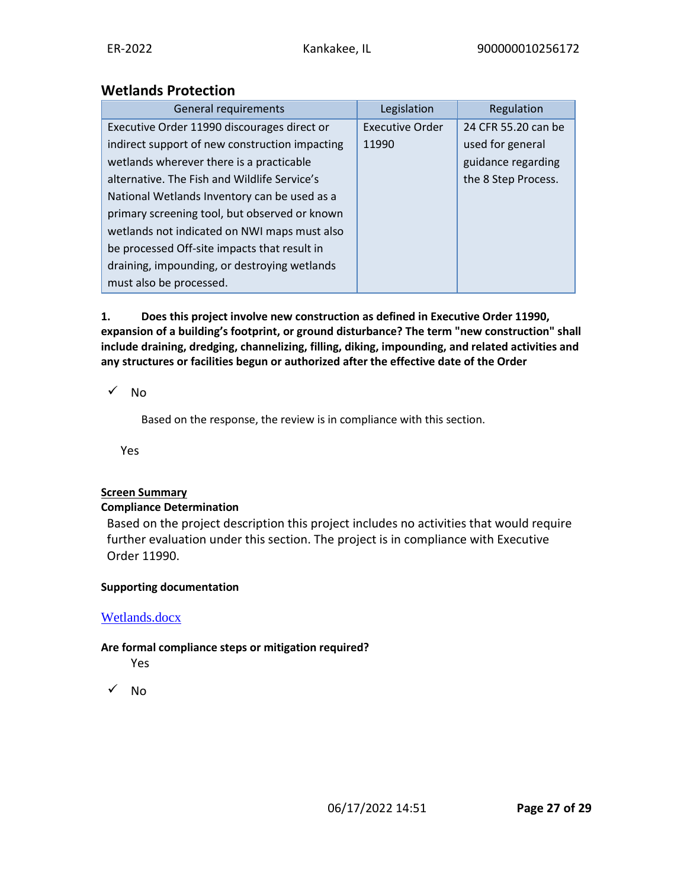## Wetlands Protection

| General requirements | Legislation | Regulation |
|---|---|---|
| Executive Order 11990 discourages direct or indirect support of new construction impacting wetlands wherever there is a practicable alternative. The Fish and Wildlife Service's National Wetlands Inventory can be used as a primary screening tool, but observed or known wetlands not indicated on NWI maps must also be processed Off-site impacts that result in draining, impounding, or destroying wetlands must also be processed. | Executive Order 11990 | 24 CFR 55.20 can be used for general guidance regarding the 8 Step Process. |

**1. Does this project involve new construction as defined in Executive Order 11990, expansion of a building's footprint, or ground disturbance? The term "new construction" shall include draining, dredging, channelizing, filling, diking, impounding, and related activities and any structures or facilities begun or authorized after the effective date of the Order**

✓ No

Based on the response, the review is in compliance with this section.

Yes

**Screen Summary**

**Compliance Determination**

Based on the project description this project includes no activities that would require further evaluation under this section. The project is in compliance with Executive Order 11990.

**Supporting documentation**

Wetlands.docx

**Are formal compliance steps or mitigation required?**

Yes

✓ No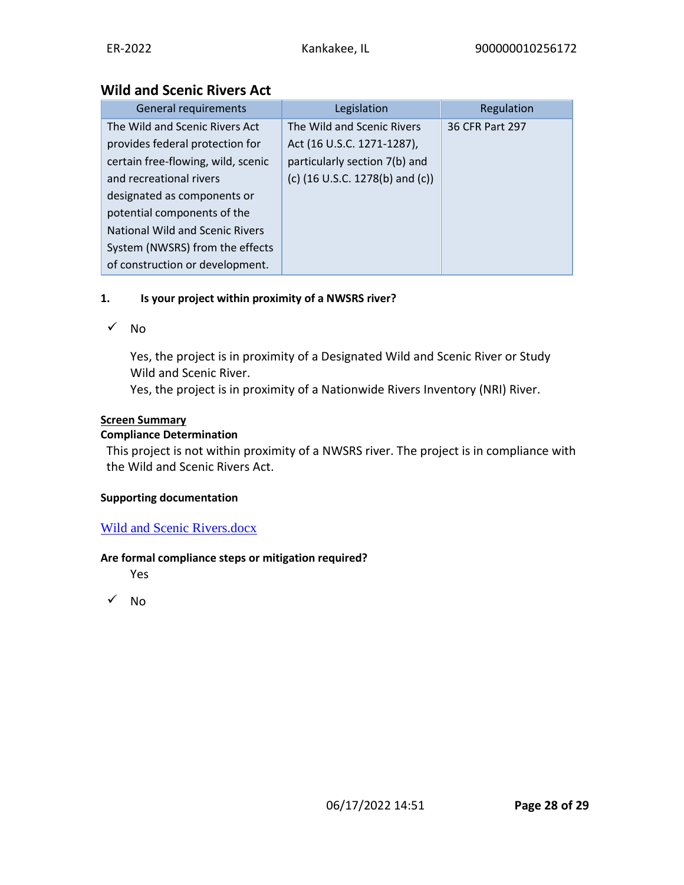## Wild and Scenic Rivers Act

| General requirements | Legislation | Regulation |
| --- | --- | --- |
| The Wild and Scenic Rivers Act provides federal protection for certain free-flowing, wild, scenic and recreational rivers designated as components or potential components of the National Wild and Scenic Rivers System (NWSRS) from the effects of construction or development. | The Wild and Scenic Rivers Act (16 U.S.C. 1271-1287), particularly section 7(b) and (c) (16 U.S.C. 1278(b) and (c)) | 36 CFR Part 297 |

**1. Is your project within proximity of a NWSRS river?**

✓ No

Yes, the project is in proximity of a Designated Wild and Scenic River or Study Wild and Scenic River.

Yes, the project is in proximity of a Nationwide Rivers Inventory (NRI) River.

**Screen Summary**

**Compliance Determination**

This project is not within proximity of a NWSRS river. The project is in compliance with the Wild and Scenic Rivers Act.

**Supporting documentation**

Wild and Scenic Rivers.docx

**Are formal compliance steps or mitigation required?**

Yes

✓ No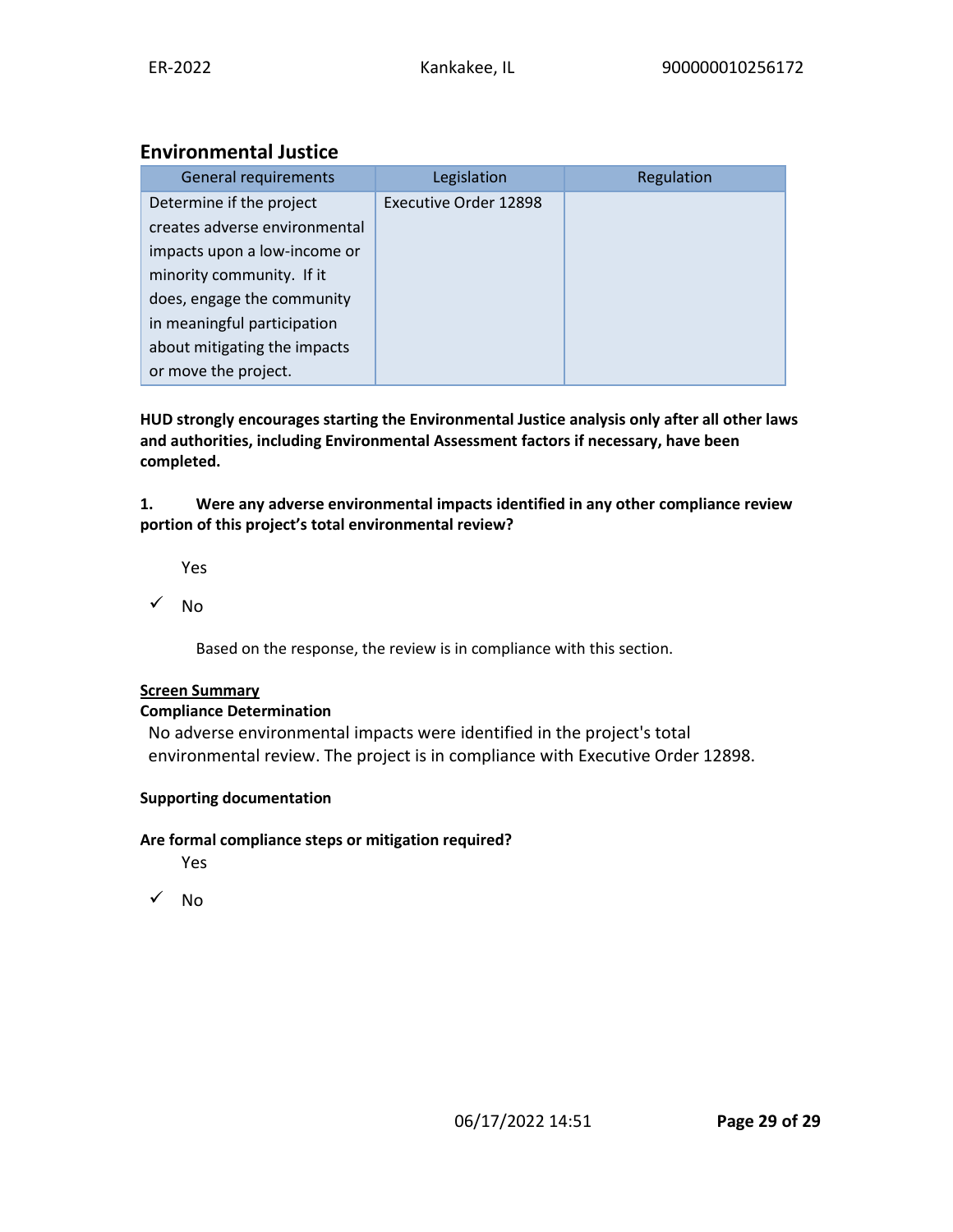## Environmental Justice

| General requirements | Legislation | Regulation |
|---|---|---|
| Determine if the project creates adverse environmental impacts upon a low-income or minority community. If it does, engage the community in meaningful participation about mitigating the impacts or move the project. | Executive Order 12898 | |

**HUD strongly encourages starting the Environmental Justice analysis only after all other laws and authorities, including Environmental Assessment factors if necessary, have been completed.**

**1. Were any adverse environmental impacts identified in any other compliance review portion of this project's total environmental review?**

Yes

✓ No

Based on the response, the review is in compliance with this section.

__Screen Summary__

**Compliance Determination**

No adverse environmental impacts were identified in the project's total environmental review. The project is in compliance with Executive Order 12898.

**Supporting documentation**

**Are formal compliance steps or mitigation required?**

Yes

✓ No